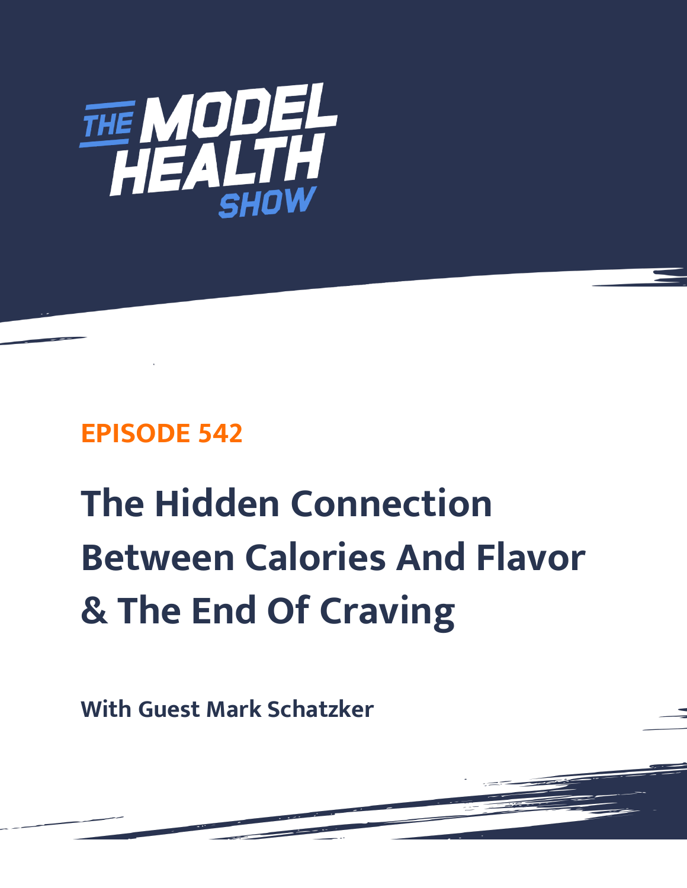# THE MODEL HEALTH SHOW

**EPISODE 542**

# The Hidden Connection Between Calories And Flavor & The End Of Craving

**With Guest Mark Schatzker**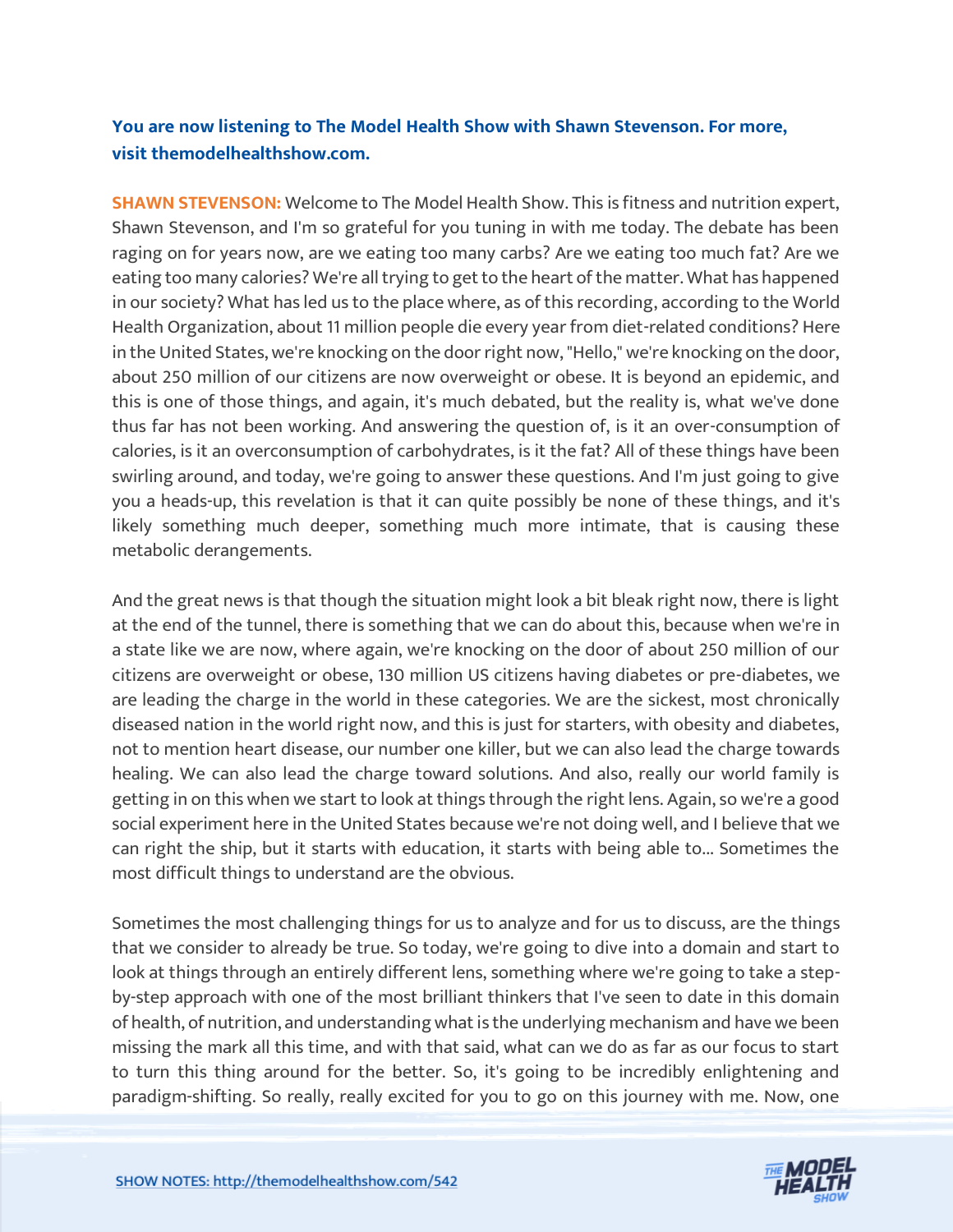**You are now listening to The Model Health Show with Shawn Stevenson. For more, visit themodelhealthshow.com.**

**SHAWN STEVENSON:** Welcome to The Model Health Show. This is fitness and nutrition expert, Shawn Stevenson, and I'm so grateful for you tuning in with me today. The debate has been raging on for years now, are we eating too many carbs? Are we eating too much fat? Are we eating too many calories? We're all trying to get to the heart of the matter. What has happened in our society? What has led us to the place where, as of this recording, according to the World Health Organization, about 11 million people die every year from diet-related conditions? Here in the United States, we're knocking on the door right now, "Hello," we're knocking on the door, about 250 million of our citizens are now overweight or obese. It is beyond an epidemic, and this is one of those things, and again, it's much debated, but the reality is, what we've done thus far has not been working. And answering the question of, is it an over-consumption of calories, is it an overconsumption of carbohydrates, is it the fat? All of these things have been swirling around, and today, we're going to answer these questions. And I'm just going to give you a heads-up, this revelation is that it can quite possibly be none of these things, and it's likely something much deeper, something much more intimate, that is causing these metabolic derangements.

And the great news is that though the situation might look a bit bleak right now, there is light at the end of the tunnel, there is something that we can do about this, because when we're in a state like we are now, where again, we're knocking on the door of about 250 million of our citizens are overweight or obese, 130 million US citizens having diabetes or pre-diabetes, we are leading the charge in the world in these categories. We are the sickest, most chronically diseased nation in the world right now, and this is just for starters, with obesity and diabetes, not to mention heart disease, our number one killer, but we can also lead the charge towards healing. We can also lead the charge toward solutions. And also, really our world family is getting in on this when we start to look at things through the right lens. Again, so we're a good social experiment here in the United States because we're not doing well, and I believe that we can right the ship, but it starts with education, it starts with being able to... Sometimes the most difficult things to understand are the obvious.

Sometimes the most challenging things for us to analyze and for us to discuss, are the things that we consider to already be true. So today, we're going to dive into a domain and start to look at things through an entirely different lens, something where we're going to take a step-by-step approach with one of the most brilliant thinkers that I've seen to date in this domain of health, of nutrition, and understanding what is the underlying mechanism and have we been missing the mark all this time, and with that said, what can we do as far as our focus to start to turn this thing around for the better. So, it's going to be incredibly enlightening and paradigm-shifting. So really, really excited for you to go on this journey with me. Now, one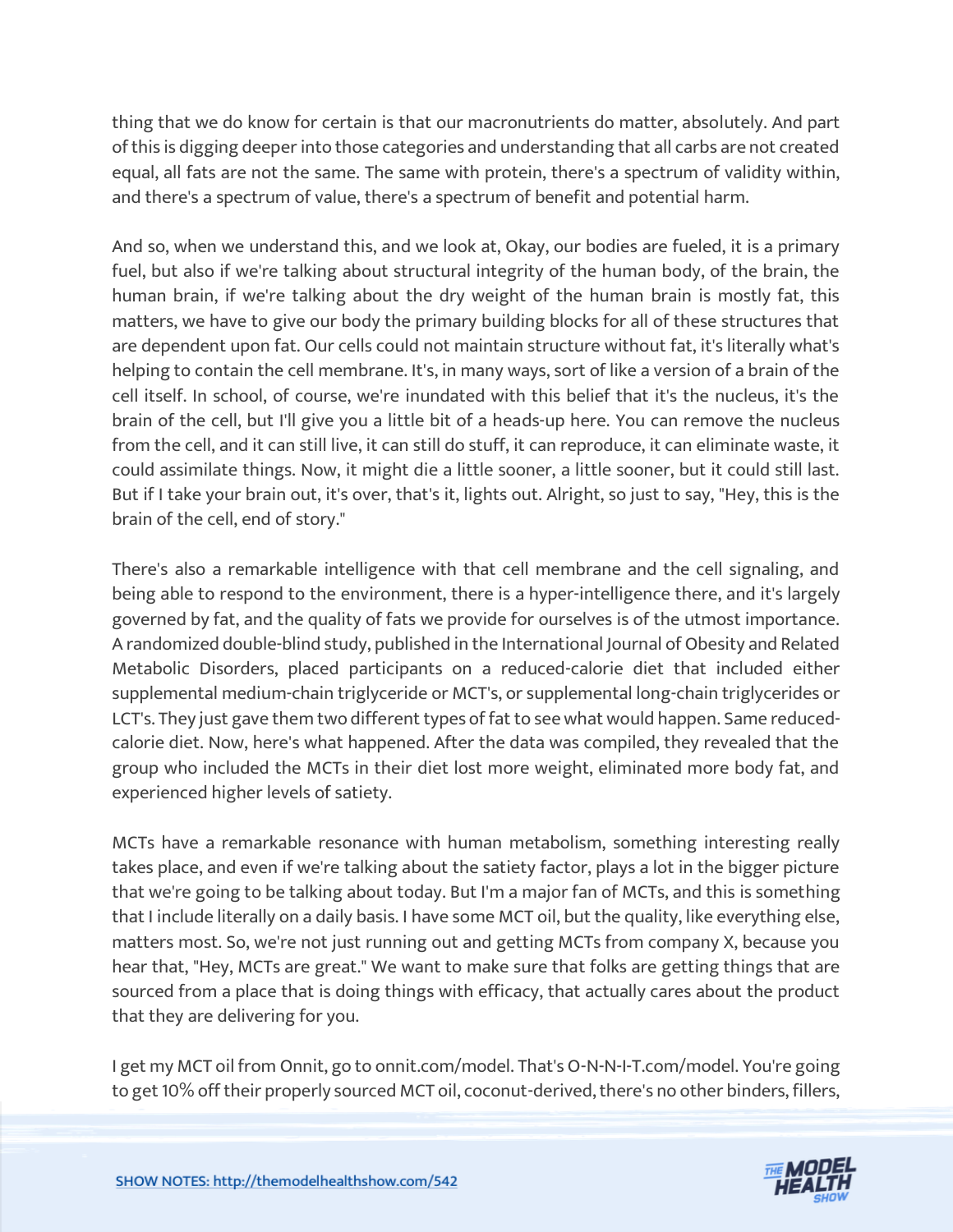thing that we do know for certain is that our macronutrients do matter, absolutely. And part of this is digging deeper into those categories and understanding that all carbs are not created equal, all fats are not the same. The same with protein, there's a spectrum of validity within, and there's a spectrum of value, there's a spectrum of benefit and potential harm.

And so, when we understand this, and we look at, Okay, our bodies are fueled, it is a primary fuel, but also if we're talking about structural integrity of the human body, of the brain, the human brain, if we're talking about the dry weight of the human brain is mostly fat, this matters, we have to give our body the primary building blocks for all of these structures that are dependent upon fat. Our cells could not maintain structure without fat, it's literally what's helping to contain the cell membrane. It's, in many ways, sort of like a version of a brain of the cell itself. In school, of course, we're inundated with this belief that it's the nucleus, it's the brain of the cell, but I'll give you a little bit of a heads-up here. You can remove the nucleus from the cell, and it can still live, it can still do stuff, it can reproduce, it can eliminate waste, it could assimilate things. Now, it might die a little sooner, a little sooner, but it could still last. But if I take your brain out, it's over, that's it, lights out. Alright, so just to say, "Hey, this is the brain of the cell, end of story."

There's also a remarkable intelligence with that cell membrane and the cell signaling, and being able to respond to the environment, there is a hyper-intelligence there, and it's largely governed by fat, and the quality of fats we provide for ourselves is of the utmost importance. A randomized double-blind study, published in the International Journal of Obesity and Related Metabolic Disorders, placed participants on a reduced-calorie diet that included either supplemental medium-chain triglyceride or MCT's, or supplemental long-chain triglycerides or LCT's. They just gave them two different types of fat to see what would happen. Same reduced-calorie diet. Now, here's what happened. After the data was compiled, they revealed that the group who included the MCTs in their diet lost more weight, eliminated more body fat, and experienced higher levels of satiety.

MCTs have a remarkable resonance with human metabolism, something interesting really takes place, and even if we're talking about the satiety factor, plays a lot in the bigger picture that we're going to be talking about today. But I'm a major fan of MCTs, and this is something that I include literally on a daily basis. I have some MCT oil, but the quality, like everything else, matters most. So, we're not just running out and getting MCTs from company X, because you hear that, "Hey, MCTs are great." We want to make sure that folks are getting things that are sourced from a place that is doing things with efficacy, that actually cares about the product that they are delivering for you.

I get my MCT oil from Onnit, go to onnit.com/model. That's O-N-N-I-T.com/model. You're going to get 10% off their properly sourced MCT oil, coconut-derived, there's no other binders, fillers,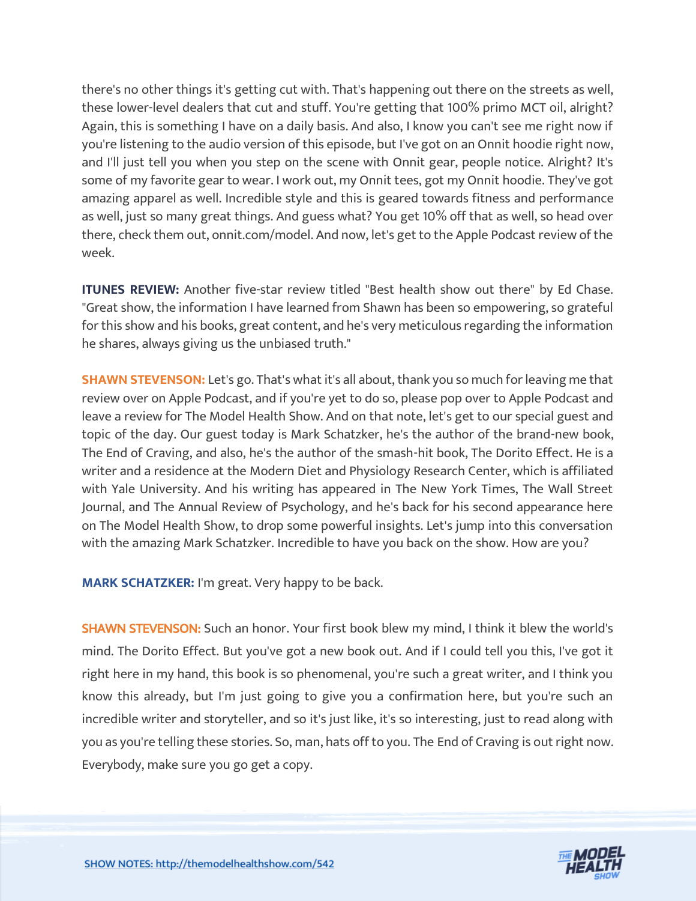there's no other things it's getting cut with. That's happening out there on the streets as well, these lower-level dealers that cut and stuff. You're getting that 100% primo MCT oil, alright? Again, this is something I have on a daily basis. And also, I know you can't see me right now if you're listening to the audio version of this episode, but I've got on an Onnit hoodie right now, and I'll just tell you when you step on the scene with Onnit gear, people notice. Alright? It's some of my favorite gear to wear. I work out, my Onnit tees, got my Onnit hoodie. They've got amazing apparel as well. Incredible style and this is geared towards fitness and performance as well, just so many great things. And guess what? You get 10% off that as well, so head over there, check them out, onnit.com/model. And now, let's get to the Apple Podcast review of the week.

**ITUNES REVIEW:** Another five-star review titled "Best health show out there" by Ed Chase. "Great show, the information I have learned from Shawn has been so empowering, so grateful for this show and his books, great content, and he's very meticulous regarding the information he shares, always giving us the unbiased truth."

**SHAWN STEVENSON:** Let's go. That's what it's all about, thank you so much for leaving me that review over on Apple Podcast, and if you're yet to do so, please pop over to Apple Podcast and leave a review for The Model Health Show. And on that note, let's get to our special guest and topic of the day. Our guest today is Mark Schatzker, he's the author of the brand-new book, The End of Craving, and also, he's the author of the smash-hit book, The Dorito Effect. He is a writer and a residence at the Modern Diet and Physiology Research Center, which is affiliated with Yale University. And his writing has appeared in The New York Times, The Wall Street Journal, and The Annual Review of Psychology, and he's back for his second appearance here on The Model Health Show, to drop some powerful insights. Let's jump into this conversation with the amazing Mark Schatzker. Incredible to have you back on the show. How are you?

**MARK SCHATZKER:** I'm great. Very happy to be back.

**SHAWN STEVENSON:** Such an honor. Your first book blew my mind, I think it blew the world's mind. The Dorito Effect. But you've got a new book out. And if I could tell you this, I've got it right here in my hand, this book is so phenomenal, you're such a great writer, and I think you know this already, but I'm just going to give you a confirmation here, but you're such an incredible writer and storyteller, and so it's just like, it's so interesting, just to read along with you as you're telling these stories. So, man, hats off to you. The End of Craving is out right now. Everybody, make sure you go get a copy.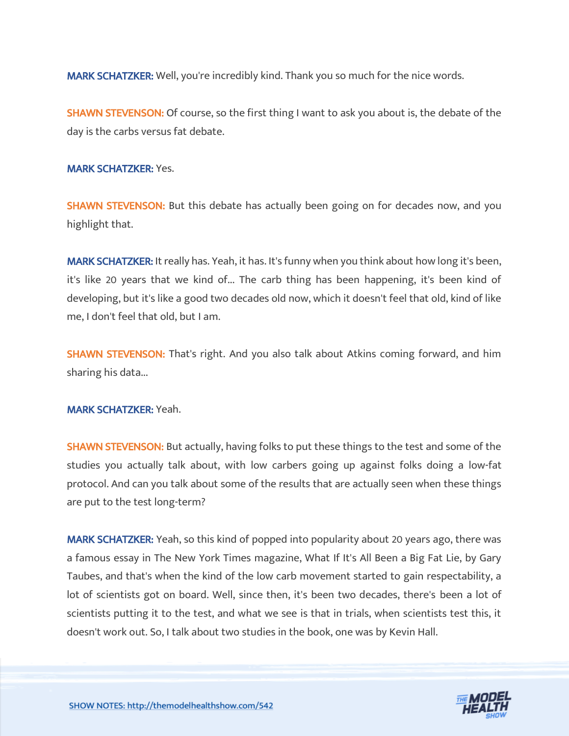**MARK SCHATZKER:** Well, you're incredibly kind. Thank you so much for the nice words.

**SHAWN STEVENSON:** Of course, so the first thing I want to ask you about is, the debate of the day is the carbs versus fat debate.

**MARK SCHATZKER:** Yes.

**SHAWN STEVENSON:** But this debate has actually been going on for decades now, and you highlight that.

**MARK SCHATZKER:** It really has. Yeah, it has. It's funny when you think about how long it's been, it's like 20 years that we kind of... The carb thing has been happening, it's been kind of developing, but it's like a good two decades old now, which it doesn't feel that old, kind of like me, I don't feel that old, but I am.

**SHAWN STEVENSON:** That's right. And you also talk about Atkins coming forward, and him sharing his data...

**MARK SCHATZKER:** Yeah.

**SHAWN STEVENSON:** But actually, having folks to put these things to the test and some of the studies you actually talk about, with low carbers going up against folks doing a low-fat protocol. And can you talk about some of the results that are actually seen when these things are put to the test long-term?

**MARK SCHATZKER:** Yeah, so this kind of popped into popularity about 20 years ago, there was a famous essay in The New York Times magazine, What If It's All Been a Big Fat Lie, by Gary Taubes, and that's when the kind of the low carb movement started to gain respectability, a lot of scientists got on board. Well, since then, it's been two decades, there's been a lot of scientists putting it to the test, and what we see is that in trials, when scientists test this, it doesn't work out. So, I talk about two studies in the book, one was by Kevin Hall.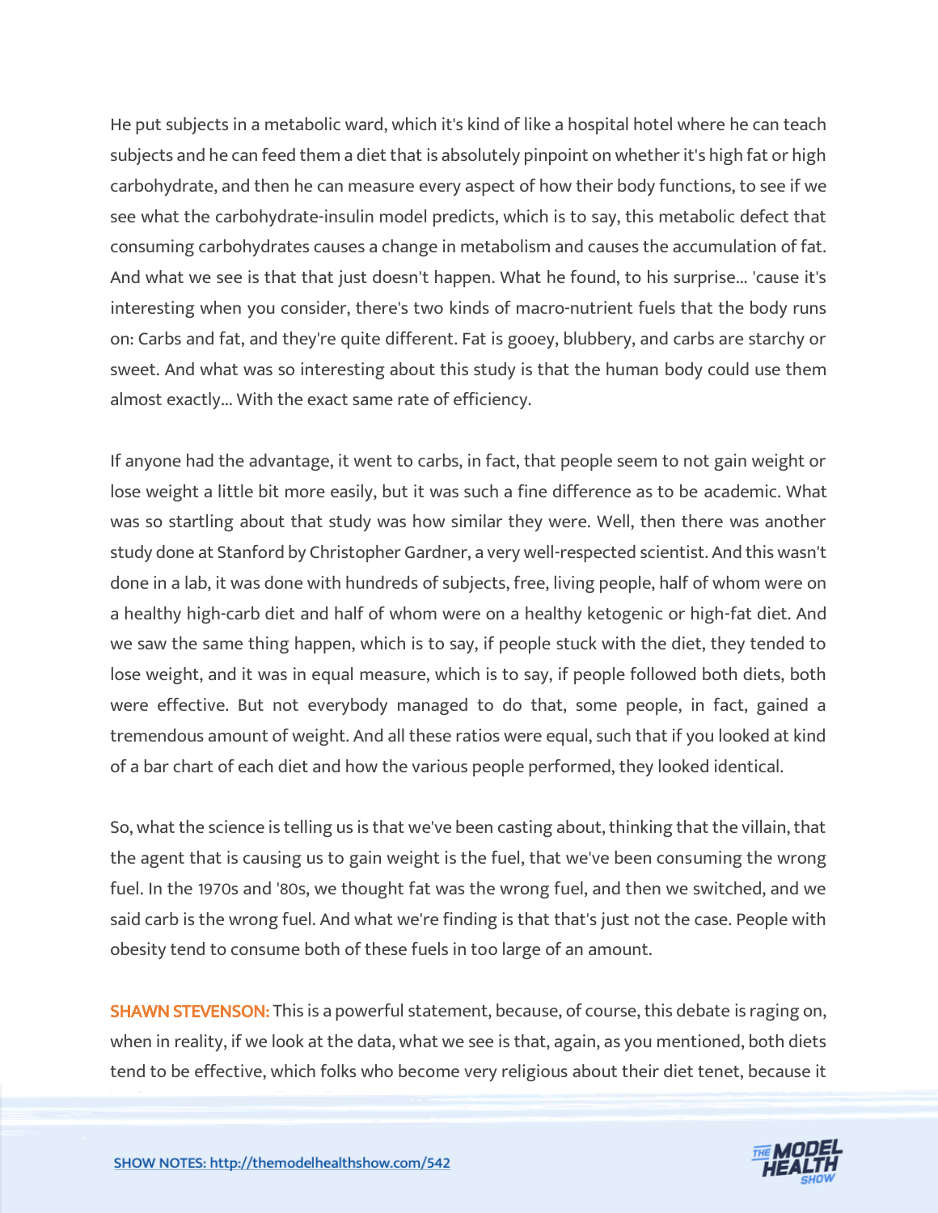He put subjects in a metabolic ward, which it's kind of like a hospital hotel where he can teach subjects and he can feed them a diet that is absolutely pinpoint on whether it's high fat or high carbohydrate, and then he can measure every aspect of how their body functions, to see if we see what the carbohydrate-insulin model predicts, which is to say, this metabolic defect that consuming carbohydrates causes a change in metabolism and causes the accumulation of fat. And what we see is that that just doesn't happen. What he found, to his surprise... 'cause it's interesting when you consider, there's two kinds of macro-nutrient fuels that the body runs on: Carbs and fat, and they're quite different. Fat is gooey, blubbery, and carbs are starchy or sweet. And what was so interesting about this study is that the human body could use them almost exactly... With the exact same rate of efficiency.

If anyone had the advantage, it went to carbs, in fact, that people seem to not gain weight or lose weight a little bit more easily, but it was such a fine difference as to be academic. What was so startling about that study was how similar they were. Well, then there was another study done at Stanford by Christopher Gardner, a very well-respected scientist. And this wasn't done in a lab, it was done with hundreds of subjects, free, living people, half of whom were on a healthy high-carb diet and half of whom were on a healthy ketogenic or high-fat diet. And we saw the same thing happen, which is to say, if people stuck with the diet, they tended to lose weight, and it was in equal measure, which is to say, if people followed both diets, both were effective. But not everybody managed to do that, some people, in fact, gained a tremendous amount of weight. And all these ratios were equal, such that if you looked at kind of a bar chart of each diet and how the various people performed, they looked identical.

So, what the science is telling us is that we've been casting about, thinking that the villain, that the agent that is causing us to gain weight is the fuel, that we've been consuming the wrong fuel. In the 1970s and '80s, we thought fat was the wrong fuel, and then we switched, and we said carb is the wrong fuel. And what we're finding is that that's just not the case. People with obesity tend to consume both of these fuels in too large of an amount.

**SHAWN STEVENSON:** This is a powerful statement, because, of course, this debate is raging on, when in reality, if we look at the data, what we see is that, again, as you mentioned, both diets tend to be effective, which folks who become very religious about their diet tenet, because it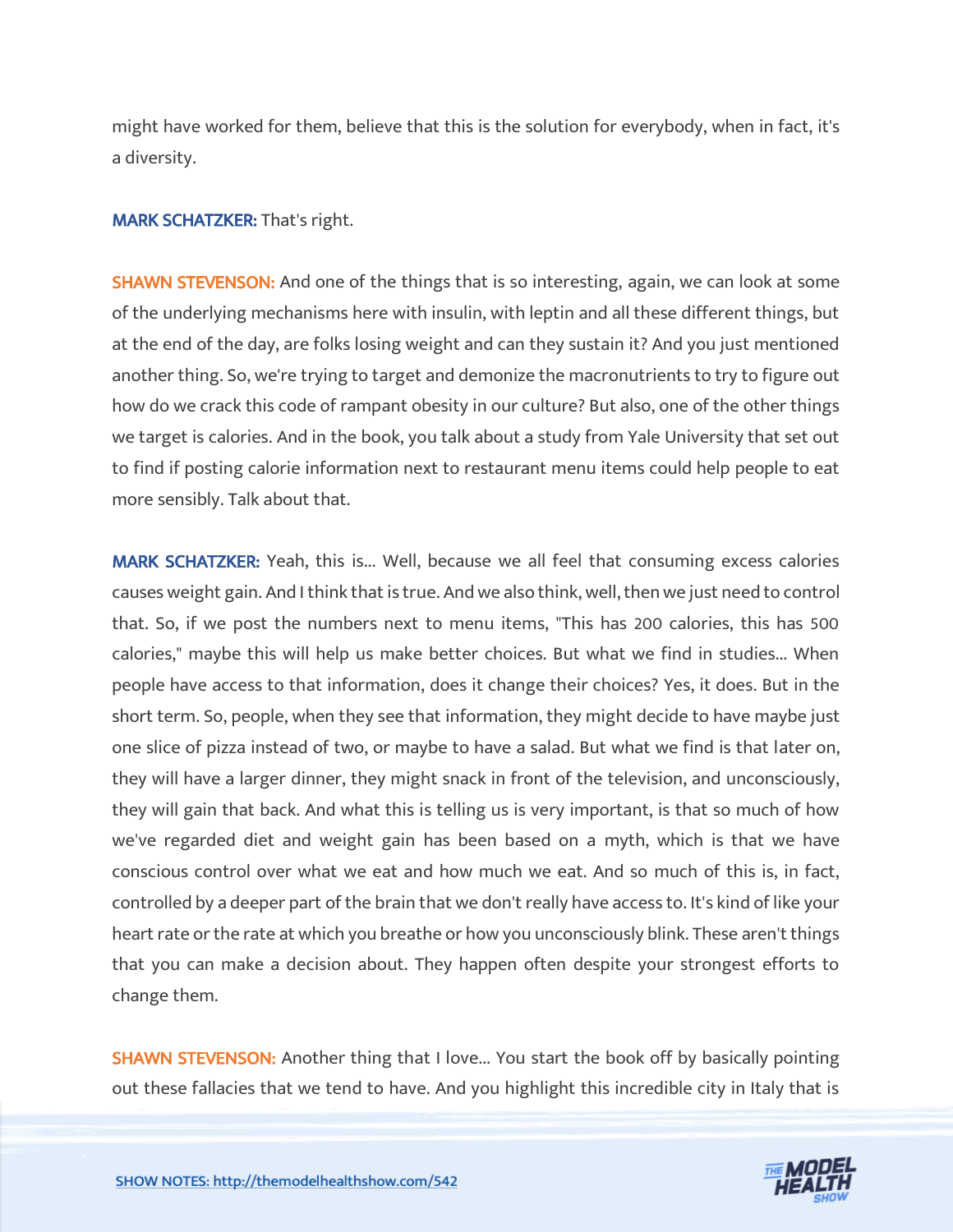might have worked for them, believe that this is the solution for everybody, when in fact, it's a diversity.

**MARK SCHATZKER:** That's right.

**SHAWN STEVENSON:** And one of the things that is so interesting, again, we can look at some of the underlying mechanisms here with insulin, with leptin and all these different things, but at the end of the day, are folks losing weight and can they sustain it? And you just mentioned another thing. So, we're trying to target and demonize the macronutrients to try to figure out how do we crack this code of rampant obesity in our culture? But also, one of the other things we target is calories. And in the book, you talk about a study from Yale University that set out to find if posting calorie information next to restaurant menu items could help people to eat more sensibly. Talk about that.

**MARK SCHATZKER:** Yeah, this is... Well, because we all feel that consuming excess calories causes weight gain. And I think that is true. And we also think, well, then we just need to control that. So, if we post the numbers next to menu items, "This has 200 calories, this has 500 calories," maybe this will help us make better choices. But what we find in studies... When people have access to that information, does it change their choices? Yes, it does. But in the short term. So, people, when they see that information, they might decide to have maybe just one slice of pizza instead of two, or maybe to have a salad. But what we find is that later on, they will have a larger dinner, they might snack in front of the television, and unconsciously, they will gain that back. And what this is telling us is very important, is that so much of how we've regarded diet and weight gain has been based on a myth, which is that we have conscious control over what we eat and how much we eat. And so much of this is, in fact, controlled by a deeper part of the brain that we don't really have access to. It's kind of like your heart rate or the rate at which you breathe or how you unconsciously blink. These aren't things that you can make a decision about. They happen often despite your strongest efforts to change them.

**SHAWN STEVENSON:** Another thing that I love... You start the book off by basically pointing out these fallacies that we tend to have. And you highlight this incredible city in Italy that is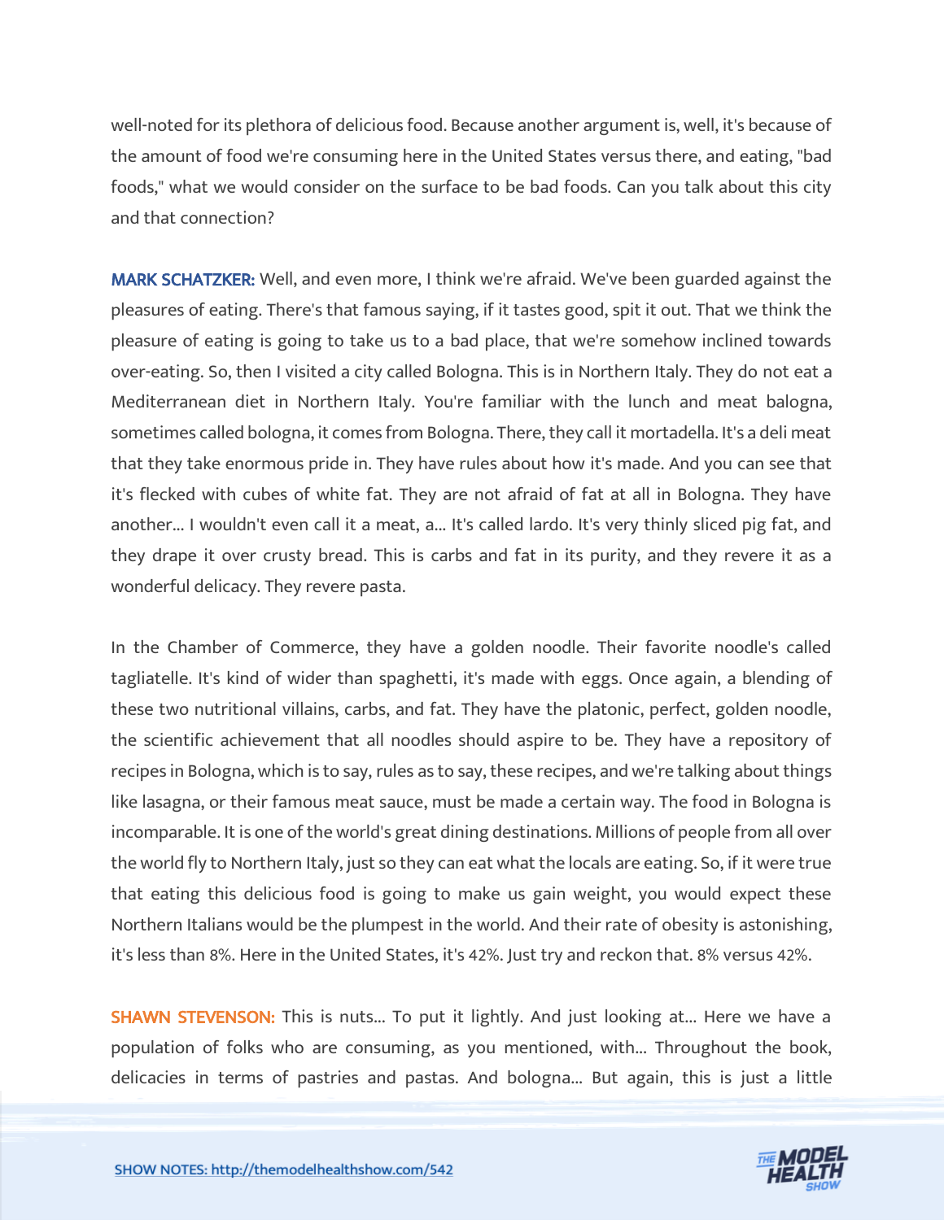well-noted for its plethora of delicious food. Because another argument is, well, it's because of the amount of food we're consuming here in the United States versus there, and eating, "bad foods," what we would consider on the surface to be bad foods. Can you talk about this city and that connection?

**MARK SCHATZKER:** Well, and even more, I think we're afraid. We've been guarded against the pleasures of eating. There's that famous saying, if it tastes good, spit it out. That we think the pleasure of eating is going to take us to a bad place, that we're somehow inclined towards over-eating. So, then I visited a city called Bologna. This is in Northern Italy. They do not eat a Mediterranean diet in Northern Italy. You're familiar with the lunch and meat balogna, sometimes called bologna, it comes from Bologna. There, they call it mortadella. It's a deli meat that they take enormous pride in. They have rules about how it's made. And you can see that it's flecked with cubes of white fat. They are not afraid of fat at all in Bologna. They have another... I wouldn't even call it a meat, a... It's called lardo. It's very thinly sliced pig fat, and they drape it over crusty bread. This is carbs and fat in its purity, and they revere it as a wonderful delicacy. They revere pasta.

In the Chamber of Commerce, they have a golden noodle. Their favorite noodle's called tagliatelle. It's kind of wider than spaghetti, it's made with eggs. Once again, a blending of these two nutritional villains, carbs, and fat. They have the platonic, perfect, golden noodle, the scientific achievement that all noodles should aspire to be. They have a repository of recipes in Bologna, which is to say, rules as to say, these recipes, and we're talking about things like lasagna, or their famous meat sauce, must be made a certain way. The food in Bologna is incomparable. It is one of the world's great dining destinations. Millions of people from all over the world fly to Northern Italy, just so they can eat what the locals are eating. So, if it were true that eating this delicious food is going to make us gain weight, you would expect these Northern Italians would be the plumpest in the world. And their rate of obesity is astonishing, it's less than 8%. Here in the United States, it's 42%. Just try and reckon that. 8% versus 42%.

**SHAWN STEVENSON:** This is nuts... To put it lightly. And just looking at... Here we have a population of folks who are consuming, as you mentioned, with... Throughout the book, delicacies in terms of pastries and pastas. And bologna... But again, this is just a little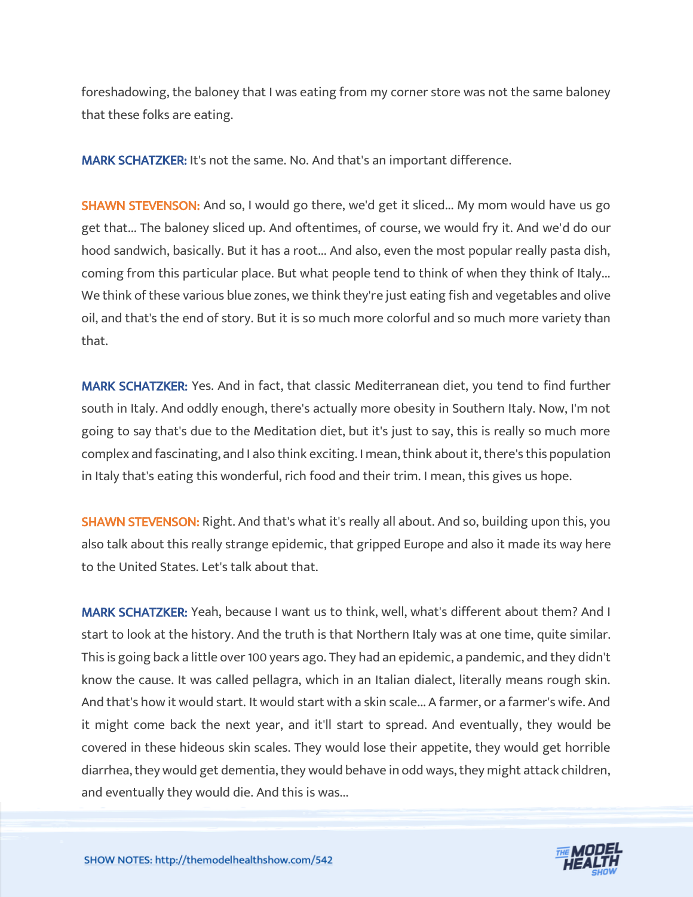foreshadowing, the baloney that I was eating from my corner store was not the same baloney that these folks are eating.

**MARK SCHATZKER:** It's not the same. No. And that's an important difference.

**SHAWN STEVENSON:** And so, I would go there, we'd get it sliced... My mom would have us go get that... The baloney sliced up. And oftentimes, of course, we would fry it. And we'd do our hood sandwich, basically. But it has a root... And also, even the most popular really pasta dish, coming from this particular place. But what people tend to think of when they think of Italy... We think of these various blue zones, we think they're just eating fish and vegetables and olive oil, and that's the end of story. But it is so much more colorful and so much more variety than that.

**MARK SCHATZKER:** Yes. And in fact, that classic Mediterranean diet, you tend to find further south in Italy. And oddly enough, there's actually more obesity in Southern Italy. Now, I'm not going to say that's due to the Meditation diet, but it's just to say, this is really so much more complex and fascinating, and I also think exciting. I mean, think about it, there's this population in Italy that's eating this wonderful, rich food and their trim. I mean, this gives us hope.

**SHAWN STEVENSON:** Right. And that's what it's really all about. And so, building upon this, you also talk about this really strange epidemic, that gripped Europe and also it made its way here to the United States. Let's talk about that.

**MARK SCHATZKER:** Yeah, because I want us to think, well, what's different about them? And I start to look at the history. And the truth is that Northern Italy was at one time, quite similar. This is going back a little over 100 years ago. They had an epidemic, a pandemic, and they didn't know the cause. It was called pellagra, which in an Italian dialect, literally means rough skin. And that's how it would start. It would start with a skin scale... A farmer, or a farmer's wife. And it might come back the next year, and it'll start to spread. And eventually, they would be covered in these hideous skin scales. They would lose their appetite, they would get horrible diarrhea, they would get dementia, they would behave in odd ways, they might attack children, and eventually they would die. And this is was...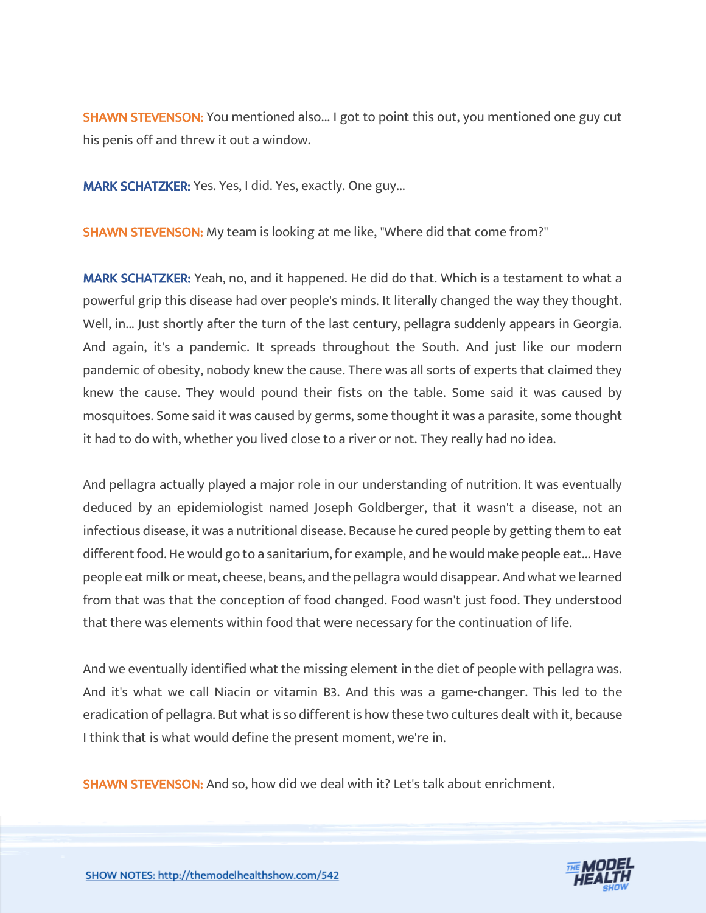**SHAWN STEVENSON:** You mentioned also... I got to point this out, you mentioned one guy cut his penis off and threw it out a window.

**MARK SCHATZKER:** Yes. Yes, I did. Yes, exactly. One guy...

**SHAWN STEVENSON:** My team is looking at me like, "Where did that come from?"

**MARK SCHATZKER:** Yeah, no, and it happened. He did do that. Which is a testament to what a powerful grip this disease had over people's minds. It literally changed the way they thought. Well, in... Just shortly after the turn of the last century, pellagra suddenly appears in Georgia. And again, it's a pandemic. It spreads throughout the South. And just like our modern pandemic of obesity, nobody knew the cause. There was all sorts of experts that claimed they knew the cause. They would pound their fists on the table. Some said it was caused by mosquitoes. Some said it was caused by germs, some thought it was a parasite, some thought it had to do with, whether you lived close to a river or not. They really had no idea.

And pellagra actually played a major role in our understanding of nutrition. It was eventually deduced by an epidemiologist named Joseph Goldberger, that it wasn't a disease, not an infectious disease, it was a nutritional disease. Because he cured people by getting them to eat different food. He would go to a sanitarium, for example, and he would make people eat... Have people eat milk or meat, cheese, beans, and the pellagra would disappear. And what we learned from that was that the conception of food changed. Food wasn't just food. They understood that there was elements within food that were necessary for the continuation of life.

And we eventually identified what the missing element in the diet of people with pellagra was. And it's what we call Niacin or vitamin B3. And this was a game-changer. This led to the eradication of pellagra. But what is so different is how these two cultures dealt with it, because I think that is what would define the present moment, we're in.

**SHAWN STEVENSON:** And so, how did we deal with it? Let's talk about enrichment.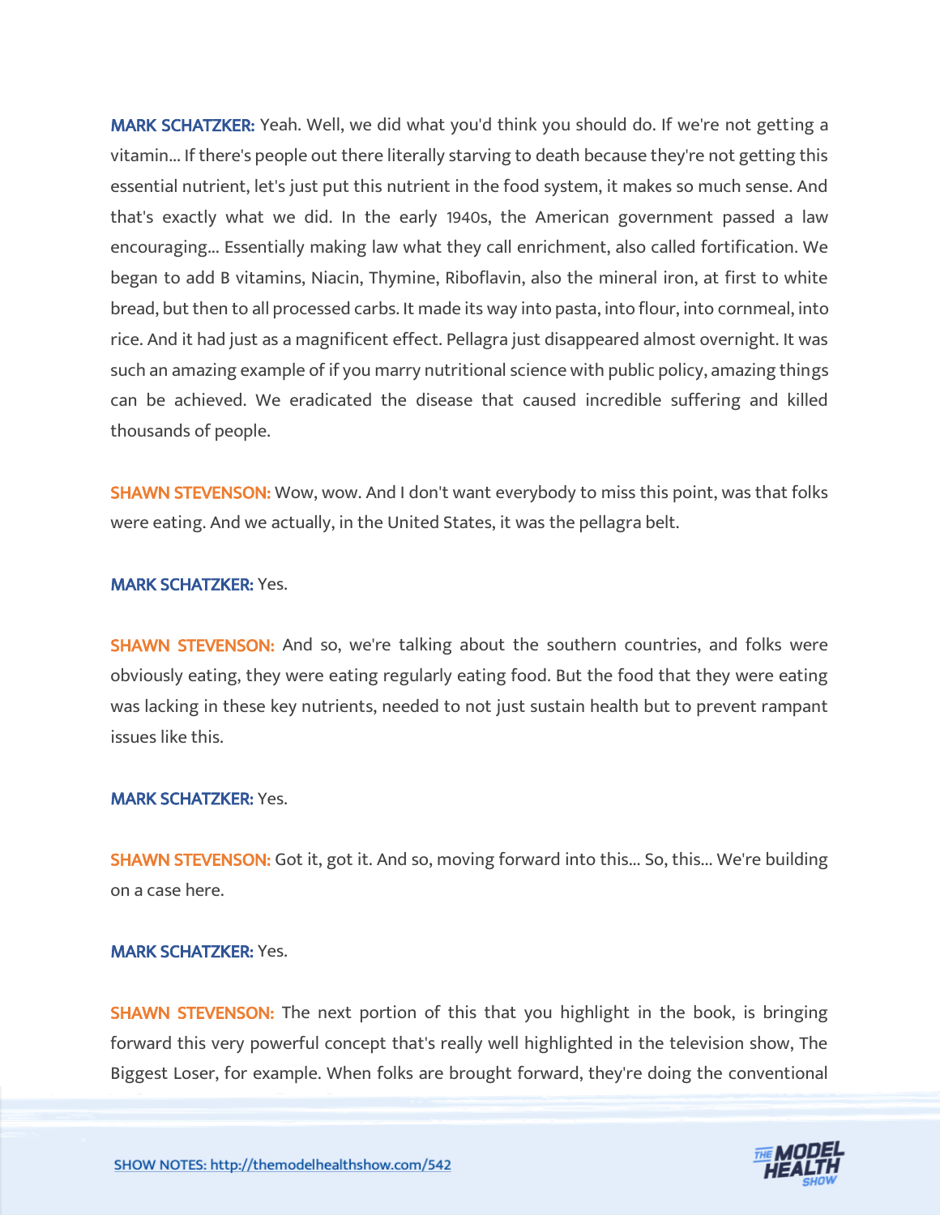**MARK SCHATZKER:** Yeah. Well, we did what you'd think you should do. If we're not getting a vitamin... If there's people out there literally starving to death because they're not getting this essential nutrient, let's just put this nutrient in the food system, it makes so much sense. And that's exactly what we did. In the early 1940s, the American government passed a law encouraging... Essentially making law what they call enrichment, also called fortification. We began to add B vitamins, Niacin, Thymine, Riboflavin, also the mineral iron, at first to white bread, but then to all processed carbs. It made its way into pasta, into flour, into cornmeal, into rice. And it had just as a magnificent effect. Pellagra just disappeared almost overnight. It was such an amazing example of if you marry nutritional science with public policy, amazing things can be achieved. We eradicated the disease that caused incredible suffering and killed thousands of people.

**SHAWN STEVENSON:** Wow, wow. And I don't want everybody to miss this point, was that folks were eating. And we actually, in the United States, it was the pellagra belt.

**MARK SCHATZKER:** Yes.

**SHAWN STEVENSON:** And so, we're talking about the southern countries, and folks were obviously eating, they were eating regularly eating food. But the food that they were eating was lacking in these key nutrients, needed to not just sustain health but to prevent rampant issues like this.

**MARK SCHATZKER:** Yes.

**SHAWN STEVENSON:** Got it, got it. And so, moving forward into this... So, this... We're building on a case here.

**MARK SCHATZKER:** Yes.

**SHAWN STEVENSON:** The next portion of this that you highlight in the book, is bringing forward this very powerful concept that's really well highlighted in the television show, The Biggest Loser, for example. When folks are brought forward, they're doing the conventional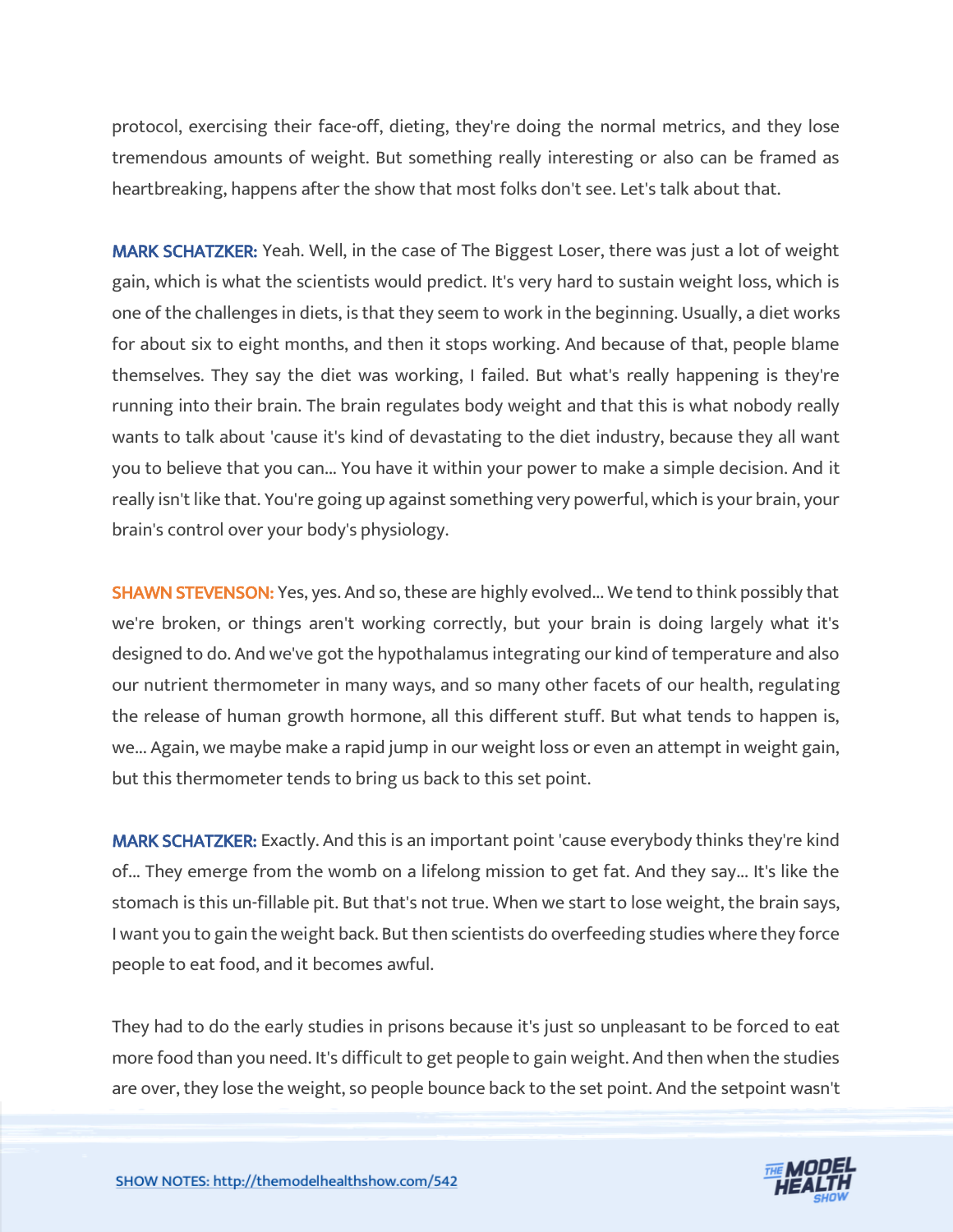protocol, exercising their face-off, dieting, they're doing the normal metrics, and they lose tremendous amounts of weight. But something really interesting or also can be framed as heartbreaking, happens after the show that most folks don't see. Let's talk about that.

**MARK SCHATZKER:** Yeah. Well, in the case of The Biggest Loser, there was just a lot of weight gain, which is what the scientists would predict. It's very hard to sustain weight loss, which is one of the challenges in diets, is that they seem to work in the beginning. Usually, a diet works for about six to eight months, and then it stops working. And because of that, people blame themselves. They say the diet was working, I failed. But what's really happening is they're running into their brain. The brain regulates body weight and that this is what nobody really wants to talk about 'cause it's kind of devastating to the diet industry, because they all want you to believe that you can... You have it within your power to make a simple decision. And it really isn't like that. You're going up against something very powerful, which is your brain, your brain's control over your body's physiology.

**SHAWN STEVENSON:** Yes, yes. And so, these are highly evolved... We tend to think possibly that we're broken, or things aren't working correctly, but your brain is doing largely what it's designed to do. And we've got the hypothalamus integrating our kind of temperature and also our nutrient thermometer in many ways, and so many other facets of our health, regulating the release of human growth hormone, all this different stuff. But what tends to happen is, we... Again, we maybe make a rapid jump in our weight loss or even an attempt in weight gain, but this thermometer tends to bring us back to this set point.

**MARK SCHATZKER:** Exactly. And this is an important point 'cause everybody thinks they're kind of... They emerge from the womb on a lifelong mission to get fat. And they say... It's like the stomach is this un-fillable pit. But that's not true. When we start to lose weight, the brain says, I want you to gain the weight back. But then scientists do overfeeding studies where they force people to eat food, and it becomes awful.

They had to do the early studies in prisons because it's just so unpleasant to be forced to eat more food than you need. It's difficult to get people to gain weight. And then when the studies are over, they lose the weight, so people bounce back to the set point. And the setpoint wasn't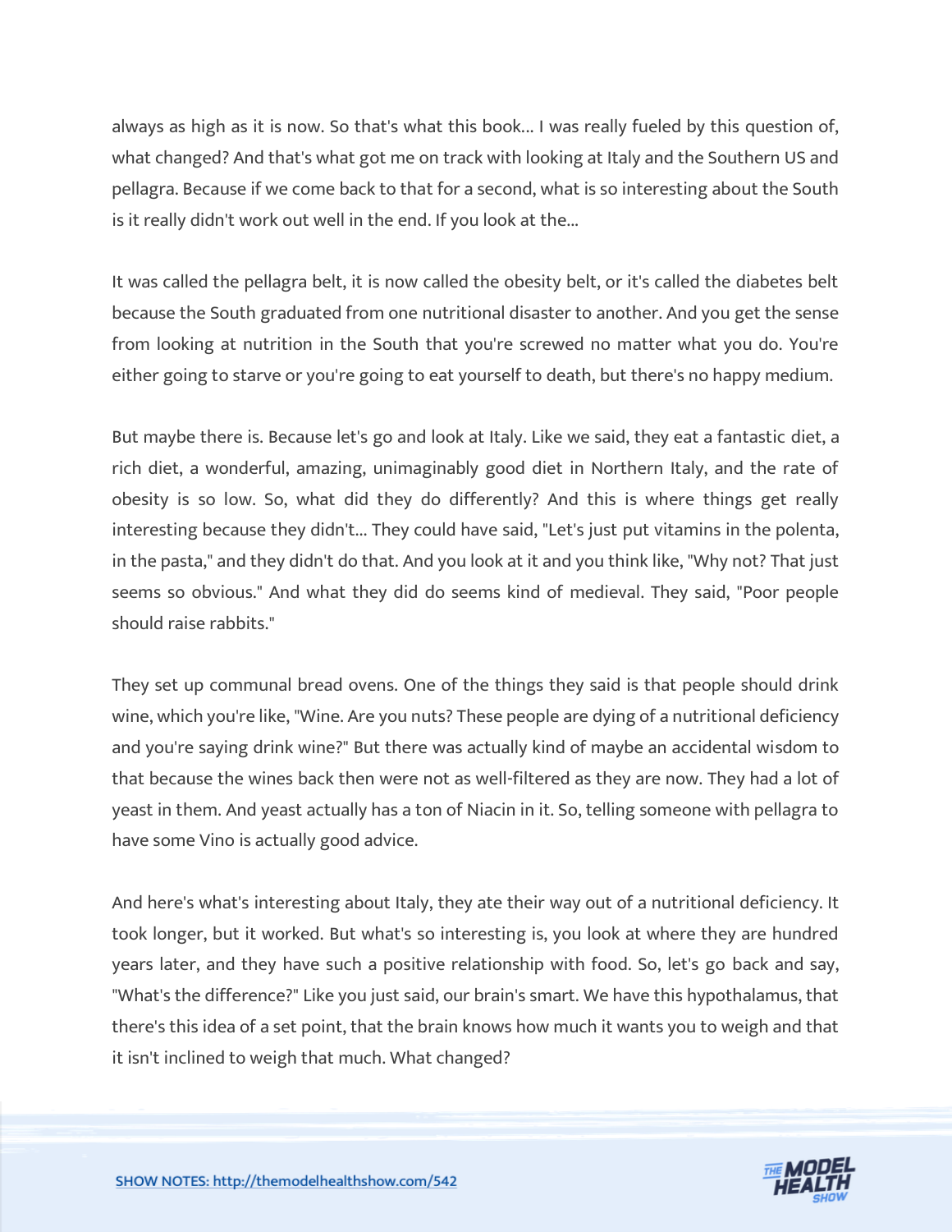always as high as it is now. So that's what this book... I was really fueled by this question of, what changed? And that's what got me on track with looking at Italy and the Southern US and pellagra. Because if we come back to that for a second, what is so interesting about the South is it really didn't work out well in the end. If you look at the...

It was called the pellagra belt, it is now called the obesity belt, or it's called the diabetes belt because the South graduated from one nutritional disaster to another. And you get the sense from looking at nutrition in the South that you're screwed no matter what you do. You're either going to starve or you're going to eat yourself to death, but there's no happy medium.

But maybe there is. Because let's go and look at Italy. Like we said, they eat a fantastic diet, a rich diet, a wonderful, amazing, unimaginably good diet in Northern Italy, and the rate of obesity is so low. So, what did they do differently? And this is where things get really interesting because they didn't... They could have said, "Let's just put vitamins in the polenta, in the pasta," and they didn't do that. And you look at it and you think like, "Why not? That just seems so obvious." And what they did do seems kind of medieval. They said, "Poor people should raise rabbits."

They set up communal bread ovens. One of the things they said is that people should drink wine, which you're like, "Wine. Are you nuts? These people are dying of a nutritional deficiency and you're saying drink wine?" But there was actually kind of maybe an accidental wisdom to that because the wines back then were not as well-filtered as they are now. They had a lot of yeast in them. And yeast actually has a ton of Niacin in it. So, telling someone with pellagra to have some Vino is actually good advice.

And here's what's interesting about Italy, they ate their way out of a nutritional deficiency. It took longer, but it worked. But what's so interesting is, you look at where they are hundred years later, and they have such a positive relationship with food. So, let's go back and say, "What's the difference?" Like you just said, our brain's smart. We have this hypothalamus, that there's this idea of a set point, that the brain knows how much it wants you to weigh and that it isn't inclined to weigh that much. What changed?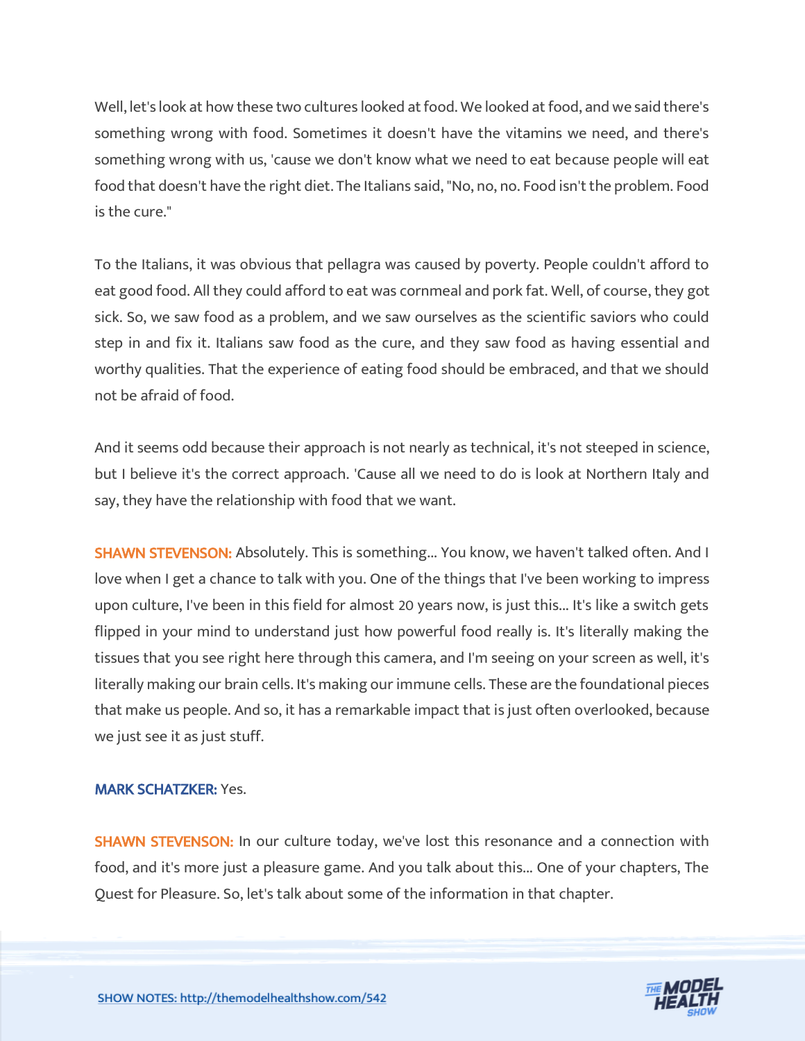Well, let's look at how these two cultures looked at food. We looked at food, and we said there's something wrong with food. Sometimes it doesn't have the vitamins we need, and there's something wrong with us, 'cause we don't know what we need to eat because people will eat food that doesn't have the right diet. The Italians said, "No, no, no. Food isn't the problem. Food is the cure."

To the Italians, it was obvious that pellagra was caused by poverty. People couldn't afford to eat good food. All they could afford to eat was cornmeal and pork fat. Well, of course, they got sick. So, we saw food as a problem, and we saw ourselves as the scientific saviors who could step in and fix it. Italians saw food as the cure, and they saw food as having essential and worthy qualities. That the experience of eating food should be embraced, and that we should not be afraid of food.

And it seems odd because their approach is not nearly as technical, it's not steeped in science, but I believe it's the correct approach. 'Cause all we need to do is look at Northern Italy and say, they have the relationship with food that we want.

**SHAWN STEVENSON:** Absolutely. This is something... You know, we haven't talked often. And I love when I get a chance to talk with you. One of the things that I've been working to impress upon culture, I've been in this field for almost 20 years now, is just this... It's like a switch gets flipped in your mind to understand just how powerful food really is. It's literally making the tissues that you see right here through this camera, and I'm seeing on your screen as well, it's literally making our brain cells. It's making our immune cells. These are the foundational pieces that make us people. And so, it has a remarkable impact that is just often overlooked, because we just see it as just stuff.

**MARK SCHATZKER:** Yes.

**SHAWN STEVENSON:** In our culture today, we've lost this resonance and a connection with food, and it's more just a pleasure game. And you talk about this... One of your chapters, The Quest for Pleasure. So, let's talk about some of the information in that chapter.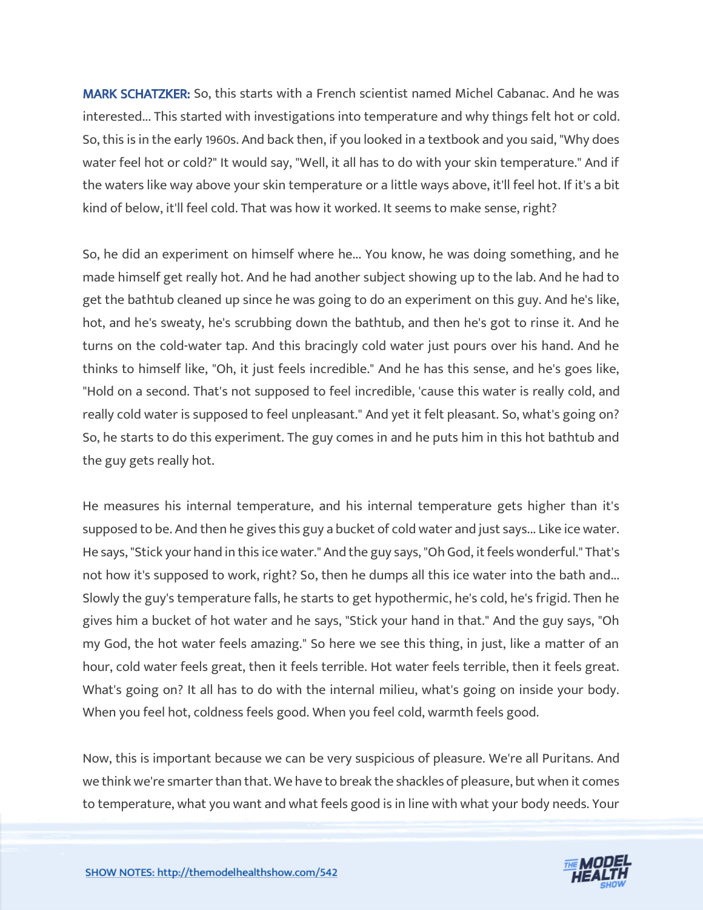**MARK SCHATZKER:** So, this starts with a French scientist named Michel Cabanac. And he was interested... This started with investigations into temperature and why things felt hot or cold. So, this is in the early 1960s. And back then, if you looked in a textbook and you said, "Why does water feel hot or cold?" It would say, "Well, it all has to do with your skin temperature." And if the waters like way above your skin temperature or a little ways above, it'll feel hot. If it's a bit kind of below, it'll feel cold. That was how it worked. It seems to make sense, right?

So, he did an experiment on himself where he... You know, he was doing something, and he made himself get really hot. And he had another subject showing up to the lab. And he had to get the bathtub cleaned up since he was going to do an experiment on this guy. And he's like, hot, and he's sweaty, he's scrubbing down the bathtub, and then he's got to rinse it. And he turns on the cold-water tap. And this bracingly cold water just pours over his hand. And he thinks to himself like, "Oh, it just feels incredible." And he has this sense, and he's goes like, "Hold on a second. That's not supposed to feel incredible, 'cause this water is really cold, and really cold water is supposed to feel unpleasant." And yet it felt pleasant. So, what's going on? So, he starts to do this experiment. The guy comes in and he puts him in this hot bathtub and the guy gets really hot.

He measures his internal temperature, and his internal temperature gets higher than it's supposed to be. And then he gives this guy a bucket of cold water and just says... Like ice water. He says, "Stick your hand in this ice water." And the guy says, "Oh God, it feels wonderful." That's not how it's supposed to work, right? So, then he dumps all this ice water into the bath and... Slowly the guy's temperature falls, he starts to get hypothermic, he's cold, he's frigid. Then he gives him a bucket of hot water and he says, "Stick your hand in that." And the guy says, "Oh my God, the hot water feels amazing." So here we see this thing, in just, like a matter of an hour, cold water feels great, then it feels terrible. Hot water feels terrible, then it feels great. What's going on? It all has to do with the internal milieu, what's going on inside your body. When you feel hot, coldness feels good. When you feel cold, warmth feels good.

Now, this is important because we can be very suspicious of pleasure. We're all Puritans. And we think we're smarter than that. We have to break the shackles of pleasure, but when it comes to temperature, what you want and what feels good is in line with what your body needs. Your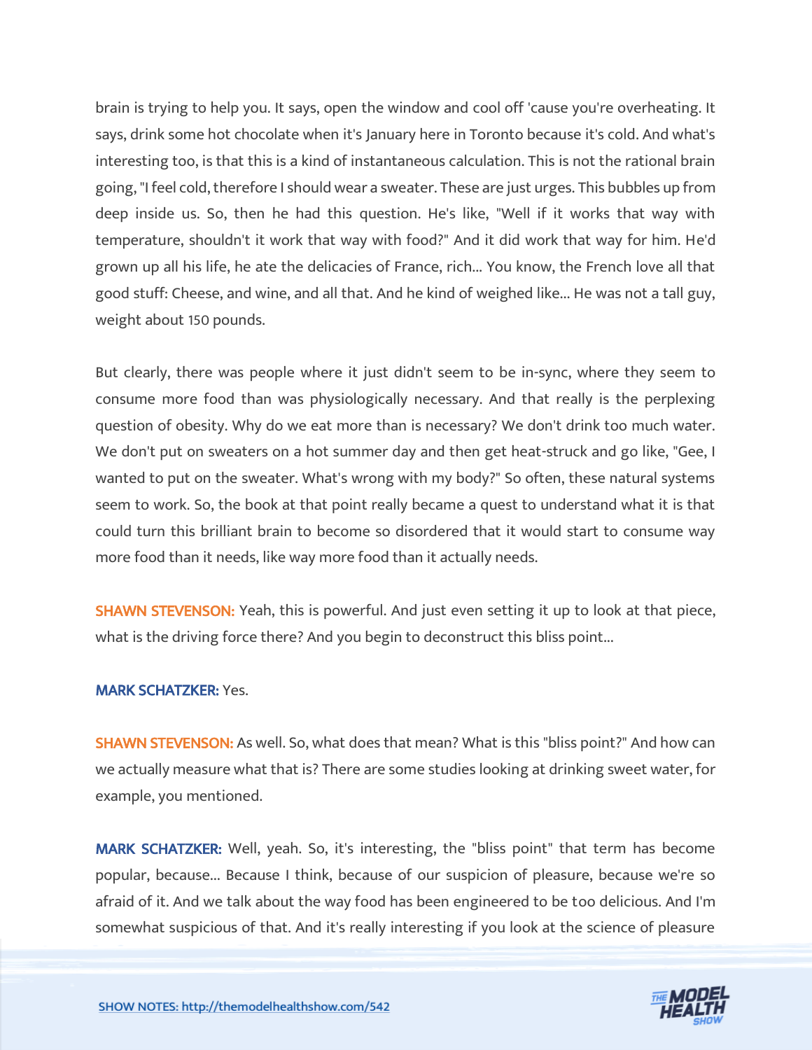brain is trying to help you. It says, open the window and cool off 'cause you're overheating. It says, drink some hot chocolate when it's January here in Toronto because it's cold. And what's interesting too, is that this is a kind of instantaneous calculation. This is not the rational brain going, "I feel cold, therefore I should wear a sweater. These are just urges. This bubbles up from deep inside us. So, then he had this question. He's like, "Well if it works that way with temperature, shouldn't it work that way with food?" And it did work that way for him. He'd grown up all his life, he ate the delicacies of France, rich... You know, the French love all that good stuff: Cheese, and wine, and all that. And he kind of weighed like... He was not a tall guy, weight about 150 pounds.

But clearly, there was people where it just didn't seem to be in-sync, where they seem to consume more food than was physiologically necessary. And that really is the perplexing question of obesity. Why do we eat more than is necessary? We don't drink too much water. We don't put on sweaters on a hot summer day and then get heat-struck and go like, "Gee, I wanted to put on the sweater. What's wrong with my body?" So often, these natural systems seem to work. So, the book at that point really became a quest to understand what it is that could turn this brilliant brain to become so disordered that it would start to consume way more food than it needs, like way more food than it actually needs.

**SHAWN STEVENSON:** Yeah, this is powerful. And just even setting it up to look at that piece, what is the driving force there? And you begin to deconstruct this bliss point...

**MARK SCHATZKER:** Yes.

**SHAWN STEVENSON:** As well. So, what does that mean? What is this "bliss point?" And how can we actually measure what that is? There are some studies looking at drinking sweet water, for example, you mentioned.

**MARK SCHATZKER:** Well, yeah. So, it's interesting, the "bliss point" that term has become popular, because... Because I think, because of our suspicion of pleasure, because we're so afraid of it. And we talk about the way food has been engineered to be too delicious. And I'm somewhat suspicious of that. And it's really interesting if you look at the science of pleasure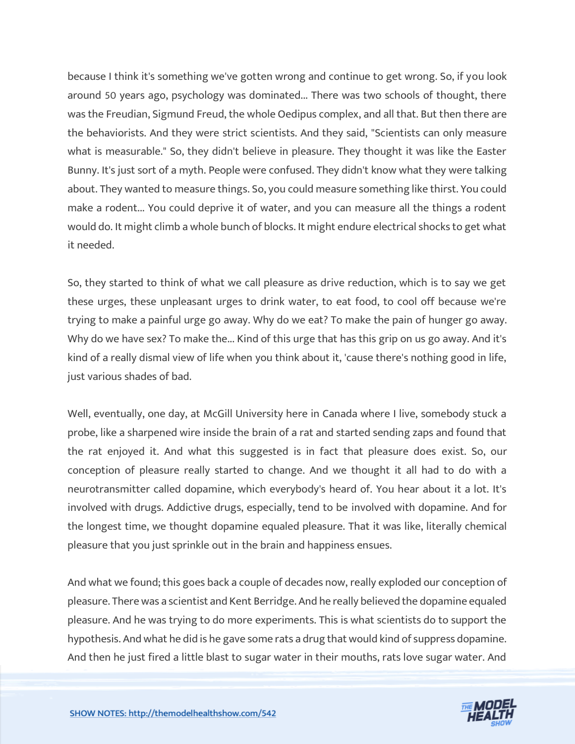because I think it's something we've gotten wrong and continue to get wrong. So, if you look around 50 years ago, psychology was dominated... There was two schools of thought, there was the Freudian, Sigmund Freud, the whole Oedipus complex, and all that. But then there are the behaviorists. And they were strict scientists. And they said, "Scientists can only measure what is measurable." So, they didn't believe in pleasure. They thought it was like the Easter Bunny. It's just sort of a myth. People were confused. They didn't know what they were talking about. They wanted to measure things. So, you could measure something like thirst. You could make a rodent... You could deprive it of water, and you can measure all the things a rodent would do. It might climb a whole bunch of blocks. It might endure electrical shocks to get what it needed.

So, they started to think of what we call pleasure as drive reduction, which is to say we get these urges, these unpleasant urges to drink water, to eat food, to cool off because we're trying to make a painful urge go away. Why do we eat? To make the pain of hunger go away. Why do we have sex? To make the... Kind of this urge that has this grip on us go away. And it's kind of a really dismal view of life when you think about it, 'cause there's nothing good in life, just various shades of bad.

Well, eventually, one day, at McGill University here in Canada where I live, somebody stuck a probe, like a sharpened wire inside the brain of a rat and started sending zaps and found that the rat enjoyed it. And what this suggested is in fact that pleasure does exist. So, our conception of pleasure really started to change. And we thought it all had to do with a neurotransmitter called dopamine, which everybody's heard of. You hear about it a lot. It's involved with drugs. Addictive drugs, especially, tend to be involved with dopamine. And for the longest time, we thought dopamine equaled pleasure. That it was like, literally chemical pleasure that you just sprinkle out in the brain and happiness ensues.

And what we found; this goes back a couple of decades now, really exploded our conception of pleasure. There was a scientist and Kent Berridge. And he really believed the dopamine equaled pleasure. And he was trying to do more experiments. This is what scientists do to support the hypothesis. And what he did is he gave some rats a drug that would kind of suppress dopamine. And then he just fired a little blast to sugar water in their mouths, rats love sugar water. And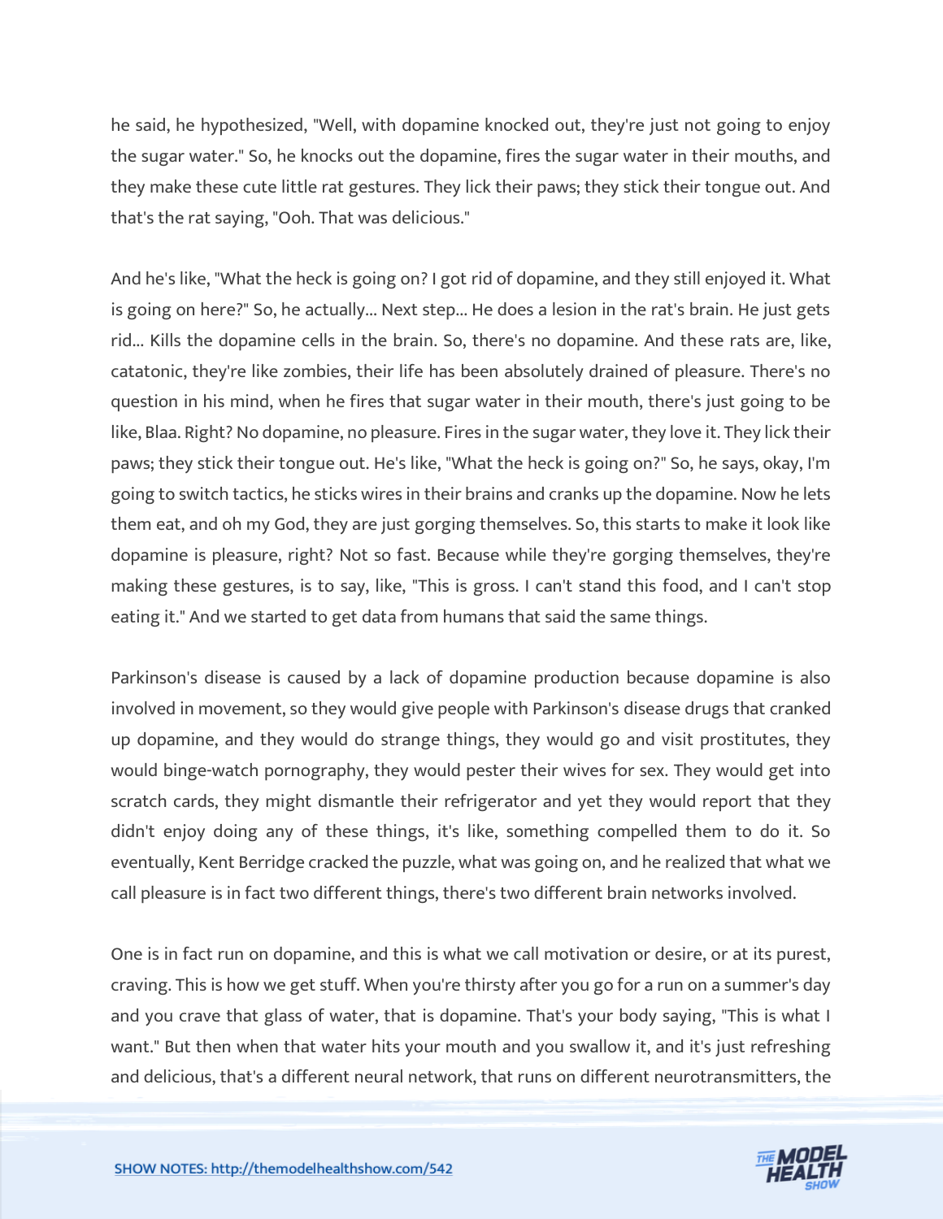he said, he hypothesized, "Well, with dopamine knocked out, they're just not going to enjoy the sugar water." So, he knocks out the dopamine, fires the sugar water in their mouths, and they make these cute little rat gestures. They lick their paws; they stick their tongue out. And that's the rat saying, "Ooh. That was delicious."

And he's like, "What the heck is going on? I got rid of dopamine, and they still enjoyed it. What is going on here?" So, he actually... Next step... He does a lesion in the rat's brain. He just gets rid... Kills the dopamine cells in the brain. So, there's no dopamine. And these rats are, like, catatonic, they're like zombies, their life has been absolutely drained of pleasure. There's no question in his mind, when he fires that sugar water in their mouth, there's just going to be like, Blaa. Right? No dopamine, no pleasure. Fires in the sugar water, they love it. They lick their paws; they stick their tongue out. He's like, "What the heck is going on?" So, he says, okay, I'm going to switch tactics, he sticks wires in their brains and cranks up the dopamine. Now he lets them eat, and oh my God, they are just gorging themselves. So, this starts to make it look like dopamine is pleasure, right? Not so fast. Because while they're gorging themselves, they're making these gestures, is to say, like, "This is gross. I can't stand this food, and I can't stop eating it." And we started to get data from humans that said the same things.

Parkinson's disease is caused by a lack of dopamine production because dopamine is also involved in movement, so they would give people with Parkinson's disease drugs that cranked up dopamine, and they would do strange things, they would go and visit prostitutes, they would binge-watch pornography, they would pester their wives for sex. They would get into scratch cards, they might dismantle their refrigerator and yet they would report that they didn't enjoy doing any of these things, it's like, something compelled them to do it. So eventually, Kent Berridge cracked the puzzle, what was going on, and he realized that what we call pleasure is in fact two different things, there's two different brain networks involved.

One is in fact run on dopamine, and this is what we call motivation or desire, or at its purest, craving. This is how we get stuff. When you're thirsty after you go for a run on a summer's day and you crave that glass of water, that is dopamine. That's your body saying, "This is what I want." But then when that water hits your mouth and you swallow it, and it's just refreshing and delicious, that's a different neural network, that runs on different neurotransmitters, the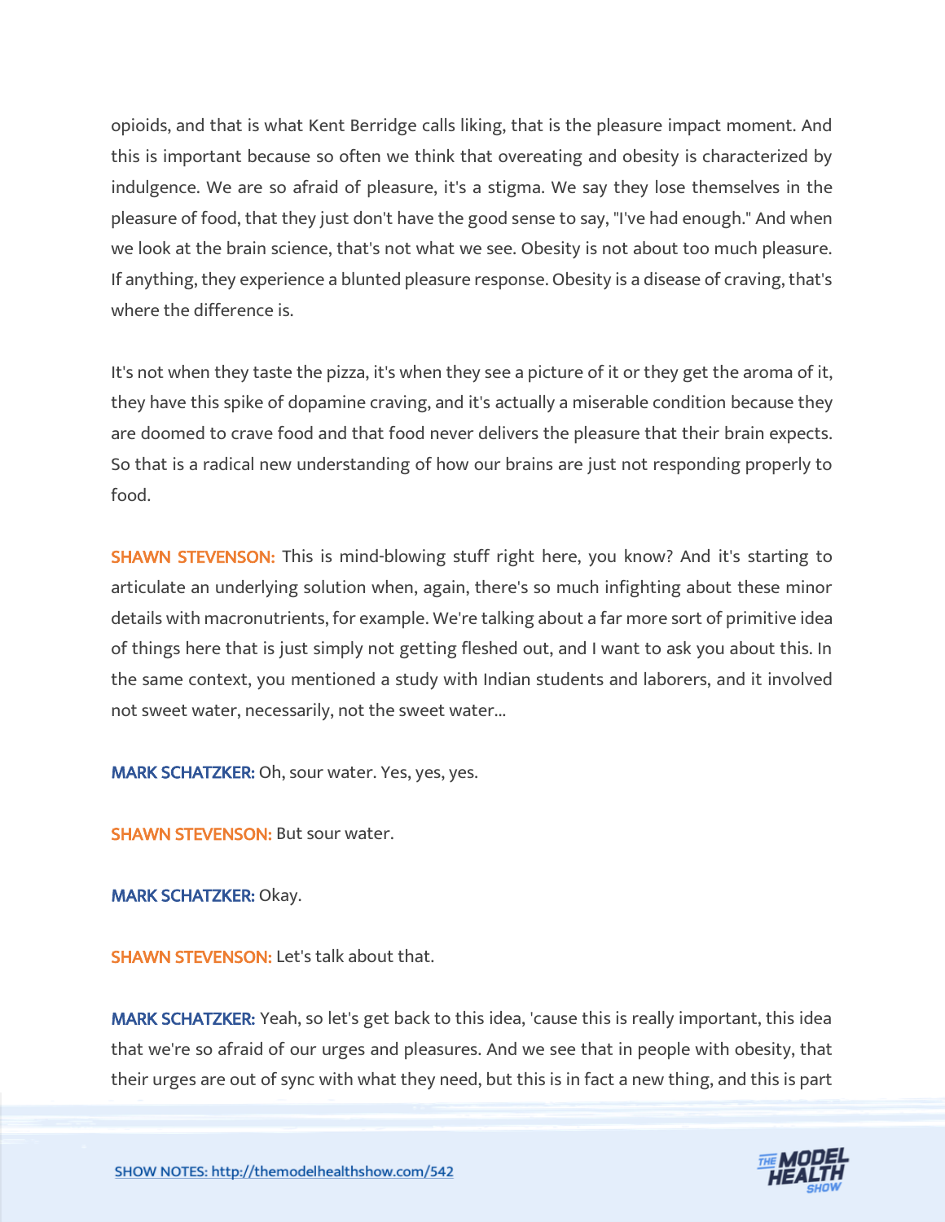opioids, and that is what Kent Berridge calls liking, that is the pleasure impact moment. And this is important because so often we think that overeating and obesity is characterized by indulgence. We are so afraid of pleasure, it's a stigma. We say they lose themselves in the pleasure of food, that they just don't have the good sense to say, "I've had enough." And when we look at the brain science, that's not what we see. Obesity is not about too much pleasure. If anything, they experience a blunted pleasure response. Obesity is a disease of craving, that's where the difference is.

It's not when they taste the pizza, it's when they see a picture of it or they get the aroma of it, they have this spike of dopamine craving, and it's actually a miserable condition because they are doomed to crave food and that food never delivers the pleasure that their brain expects. So that is a radical new understanding of how our brains are just not responding properly to food.

**SHAWN STEVENSON:** This is mind-blowing stuff right here, you know? And it's starting to articulate an underlying solution when, again, there's so much infighting about these minor details with macronutrients, for example. We're talking about a far more sort of primitive idea of things here that is just simply not getting fleshed out, and I want to ask you about this. In the same context, you mentioned a study with Indian students and laborers, and it involved not sweet water, necessarily, not the sweet water...

**MARK SCHATZKER:** Oh, sour water. Yes, yes, yes.

**SHAWN STEVENSON:** But sour water.

**MARK SCHATZKER:** Okay.

**SHAWN STEVENSON:** Let's talk about that.

**MARK SCHATZKER:** Yeah, so let's get back to this idea, 'cause this is really important, this idea that we're so afraid of our urges and pleasures. And we see that in people with obesity, that their urges are out of sync with what they need, but this is in fact a new thing, and this is part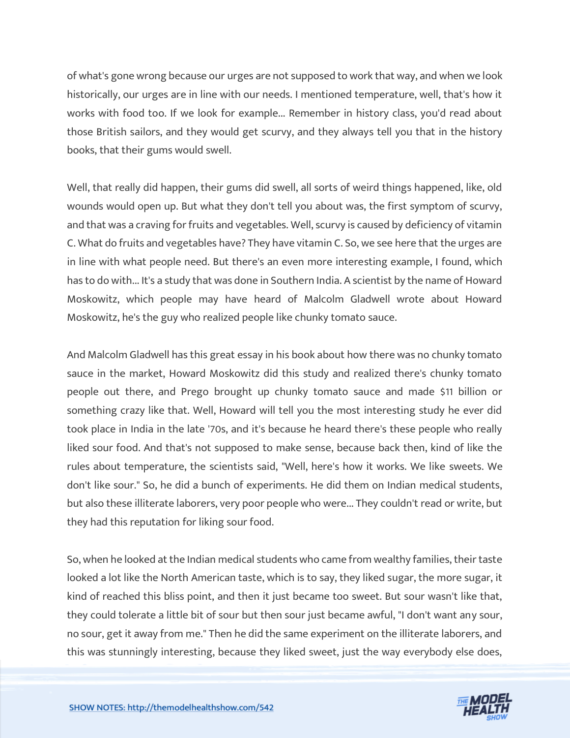of what's gone wrong because our urges are not supposed to work that way, and when we look historically, our urges are in line with our needs. I mentioned temperature, well, that's how it works with food too. If we look for example... Remember in history class, you'd read about those British sailors, and they would get scurvy, and they always tell you that in the history books, that their gums would swell.

Well, that really did happen, their gums did swell, all sorts of weird things happened, like, old wounds would open up. But what they don't tell you about was, the first symptom of scurvy, and that was a craving for fruits and vegetables. Well, scurvy is caused by deficiency of vitamin C. What do fruits and vegetables have? They have vitamin C. So, we see here that the urges are in line with what people need. But there's an even more interesting example, I found, which has to do with... It's a study that was done in Southern India. A scientist by the name of Howard Moskowitz, which people may have heard of Malcolm Gladwell wrote about Howard Moskowitz, he's the guy who realized people like chunky tomato sauce.

And Malcolm Gladwell has this great essay in his book about how there was no chunky tomato sauce in the market, Howard Moskowitz did this study and realized there's chunky tomato people out there, and Prego brought up chunky tomato sauce and made $11 billion or something crazy like that. Well, Howard will tell you the most interesting study he ever did took place in India in the late '70s, and it's because he heard there's these people who really liked sour food. And that's not supposed to make sense, because back then, kind of like the rules about temperature, the scientists said, "Well, here's how it works. We like sweets. We don't like sour." So, he did a bunch of experiments. He did them on Indian medical students, but also these illiterate laborers, very poor people who were... They couldn't read or write, but they had this reputation for liking sour food.

So, when he looked at the Indian medical students who came from wealthy families, their taste looked a lot like the North American taste, which is to say, they liked sugar, the more sugar, it kind of reached this bliss point, and then it just became too sweet. But sour wasn't like that, they could tolerate a little bit of sour but then sour just became awful, "I don't want any sour, no sour, get it away from me." Then he did the same experiment on the illiterate laborers, and this was stunningly interesting, because they liked sweet, just the way everybody else does,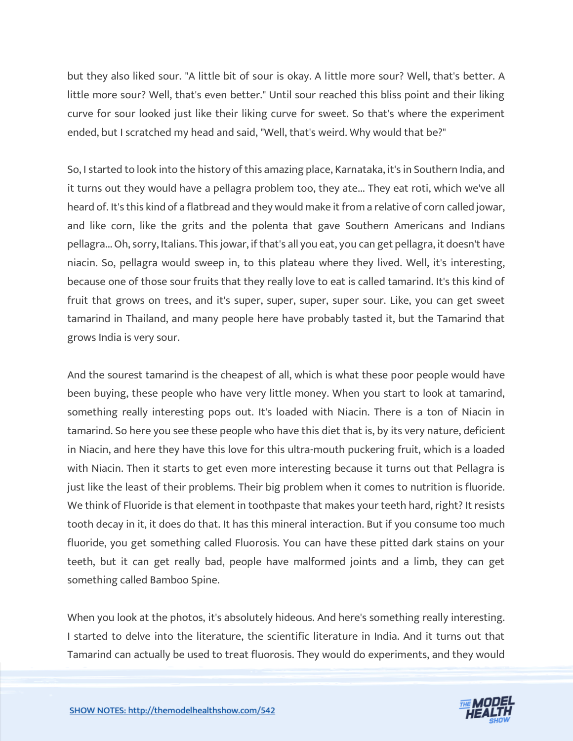but they also liked sour. "A little bit of sour is okay. A little more sour? Well, that's better. A little more sour? Well, that's even better." Until sour reached this bliss point and their liking curve for sour looked just like their liking curve for sweet. So that's where the experiment ended, but I scratched my head and said, "Well, that's weird. Why would that be?"

So, I started to look into the history of this amazing place, Karnataka, it's in Southern India, and it turns out they would have a pellagra problem too, they ate... They eat roti, which we've all heard of. It's this kind of a flatbread and they would make it from a relative of corn called jowar, and like corn, like the grits and the polenta that gave Southern Americans and Indians pellagra... Oh, sorry, Italians. This jowar, if that's all you eat, you can get pellagra, it doesn't have niacin. So, pellagra would sweep in, to this plateau where they lived. Well, it's interesting, because one of those sour fruits that they really love to eat is called tamarind. It's this kind of fruit that grows on trees, and it's super, super, super, super sour. Like, you can get sweet tamarind in Thailand, and many people here have probably tasted it, but the Tamarind that grows India is very sour.

And the sourest tamarind is the cheapest of all, which is what these poor people would have been buying, these people who have very little money. When you start to look at tamarind, something really interesting pops out. It's loaded with Niacin. There is a ton of Niacin in tamarind. So here you see these people who have this diet that is, by its very nature, deficient in Niacin, and here they have this love for this ultra-mouth puckering fruit, which is a loaded with Niacin. Then it starts to get even more interesting because it turns out that Pellagra is just like the least of their problems. Their big problem when it comes to nutrition is fluoride. We think of Fluoride is that element in toothpaste that makes your teeth hard, right? It resists tooth decay in it, it does do that. It has this mineral interaction. But if you consume too much fluoride, you get something called Fluorosis. You can have these pitted dark stains on your teeth, but it can get really bad, people have malformed joints and a limb, they can get something called Bamboo Spine.

When you look at the photos, it's absolutely hideous. And here's something really interesting. I started to delve into the literature, the scientific literature in India. And it turns out that Tamarind can actually be used to treat fluorosis. They would do experiments, and they would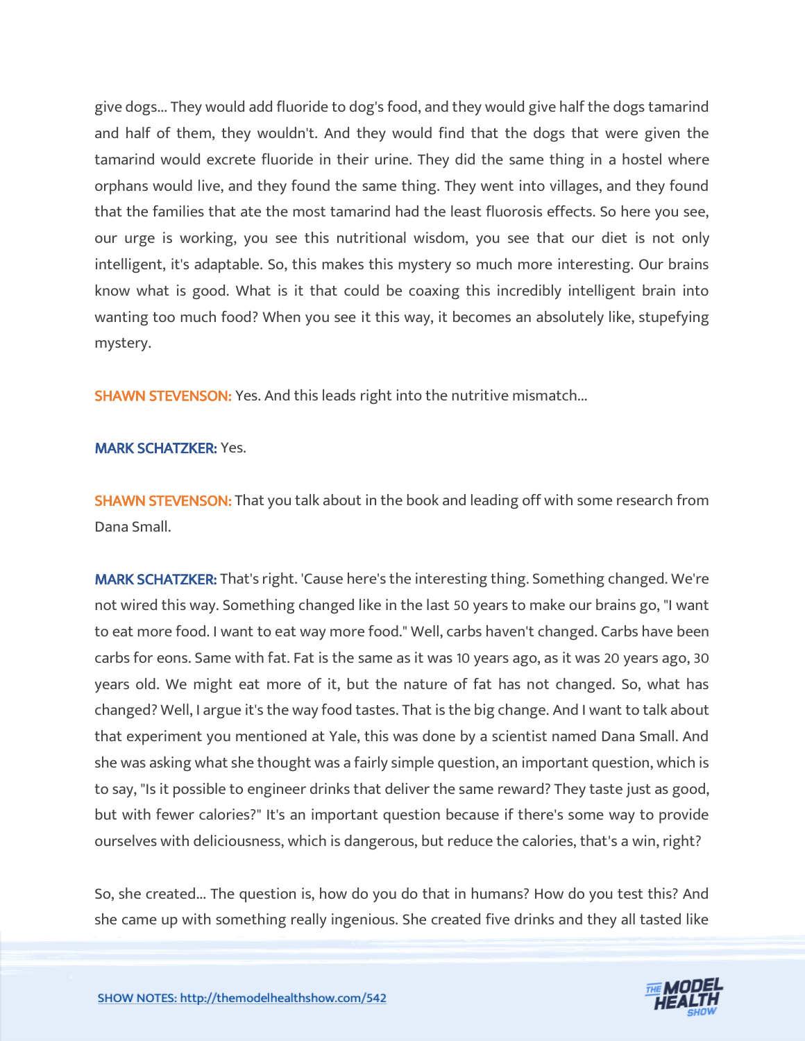give dogs... They would add fluoride to dog's food, and they would give half the dogs tamarind and half of them, they wouldn't. And they would find that the dogs that were given the tamarind would excrete fluoride in their urine. They did the same thing in a hostel where orphans would live, and they found the same thing. They went into villages, and they found that the families that ate the most tamarind had the least fluorosis effects. So here you see, our urge is working, you see this nutritional wisdom, you see that our diet is not only intelligent, it's adaptable. So, this makes this mystery so much more interesting. Our brains know what is good. What is it that could be coaxing this incredibly intelligent brain into wanting too much food? When you see it this way, it becomes an absolutely like, stupefying mystery.

**SHAWN STEVENSON:** Yes. And this leads right into the nutritive mismatch...

**MARK SCHATZKER:** Yes.

**SHAWN STEVENSON:** That you talk about in the book and leading off with some research from Dana Small.

**MARK SCHATZKER:** That's right. 'Cause here's the interesting thing. Something changed. We're not wired this way. Something changed like in the last 50 years to make our brains go, "I want to eat more food. I want to eat way more food." Well, carbs haven't changed. Carbs have been carbs for eons. Same with fat. Fat is the same as it was 10 years ago, as it was 20 years ago, 30 years old. We might eat more of it, but the nature of fat has not changed. So, what has changed? Well, I argue it's the way food tastes. That is the big change. And I want to talk about that experiment you mentioned at Yale, this was done by a scientist named Dana Small. And she was asking what she thought was a fairly simple question, an important question, which is to say, "Is it possible to engineer drinks that deliver the same reward? They taste just as good, but with fewer calories?" It's an important question because if there's some way to provide ourselves with deliciousness, which is dangerous, but reduce the calories, that's a win, right?

So, she created... The question is, how do you do that in humans? How do you test this? And she came up with something really ingenious. She created five drinks and they all tasted like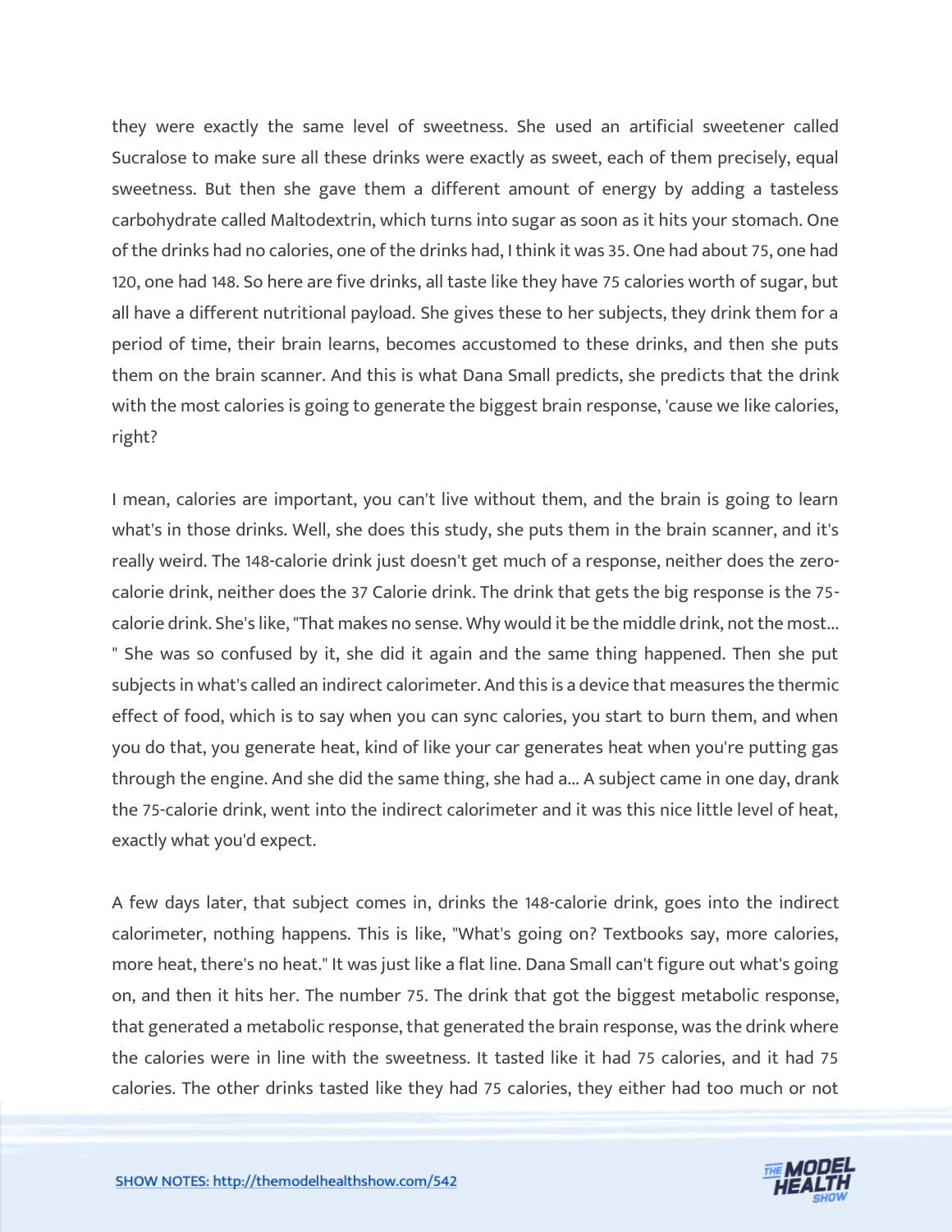they were exactly the same level of sweetness. She used an artificial sweetener called Sucralose to make sure all these drinks were exactly as sweet, each of them precisely, equal sweetness. But then she gave them a different amount of energy by adding a tasteless carbohydrate called Maltodextrin, which turns into sugar as soon as it hits your stomach. One of the drinks had no calories, one of the drinks had, I think it was 35. One had about 75, one had 120, one had 148. So here are five drinks, all taste like they have 75 calories worth of sugar, but all have a different nutritional payload. She gives these to her subjects, they drink them for a period of time, their brain learns, becomes accustomed to these drinks, and then she puts them on the brain scanner. And this is what Dana Small predicts, she predicts that the drink with the most calories is going to generate the biggest brain response, 'cause we like calories, right?

I mean, calories are important, you can't live without them, and the brain is going to learn what's in those drinks. Well, she does this study, she puts them in the brain scanner, and it's really weird. The 148-calorie drink just doesn't get much of a response, neither does the zero-calorie drink, neither does the 37 Calorie drink. The drink that gets the big response is the 75-calorie drink. She's like, "That makes no sense. Why would it be the middle drink, not the most... " She was so confused by it, she did it again and the same thing happened. Then she put subjects in what's called an indirect calorimeter. And this is a device that measures the thermic effect of food, which is to say when you can sync calories, you start to burn them, and when you do that, you generate heat, kind of like your car generates heat when you're putting gas through the engine. And she did the same thing, she had a... A subject came in one day, drank the 75-calorie drink, went into the indirect calorimeter and it was this nice little level of heat, exactly what you'd expect.

A few days later, that subject comes in, drinks the 148-calorie drink, goes into the indirect calorimeter, nothing happens. This is like, "What's going on? Textbooks say, more calories, more heat, there's no heat." It was just like a flat line. Dana Small can't figure out what's going on, and then it hits her. The number 75. The drink that got the biggest metabolic response, that generated a metabolic response, that generated the brain response, was the drink where the calories were in line with the sweetness. It tasted like it had 75 calories, and it had 75 calories. The other drinks tasted like they had 75 calories, they either had too much or not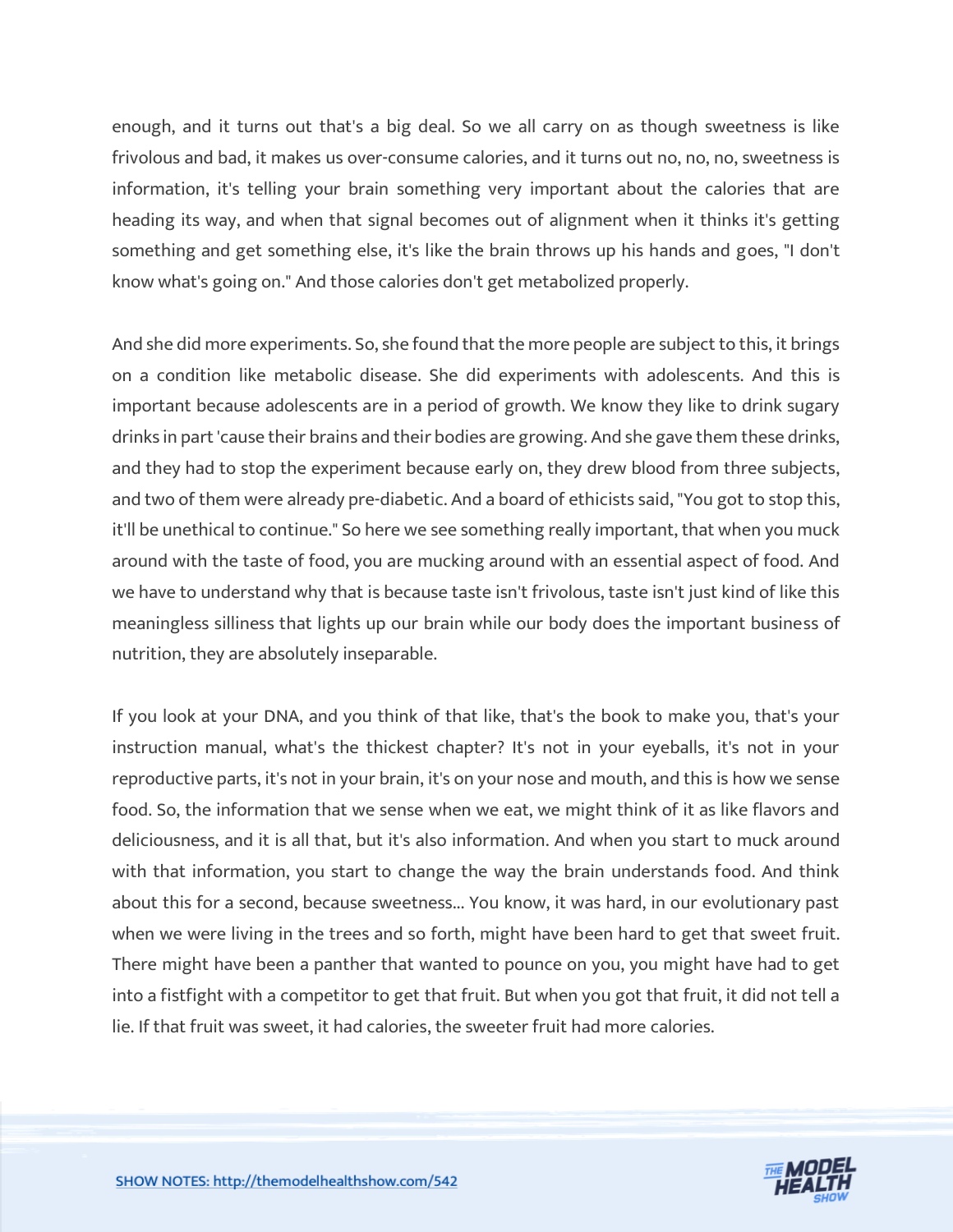enough, and it turns out that's a big deal. So we all carry on as though sweetness is like frivolous and bad, it makes us over-consume calories, and it turns out no, no, no, sweetness is information, it's telling your brain something very important about the calories that are heading its way, and when that signal becomes out of alignment when it thinks it's getting something and get something else, it's like the brain throws up his hands and goes, "I don't know what's going on." And those calories don't get metabolized properly.

And she did more experiments. So, she found that the more people are subject to this, it brings on a condition like metabolic disease. She did experiments with adolescents. And this is important because adolescents are in a period of growth. We know they like to drink sugary drinks in part 'cause their brains and their bodies are growing. And she gave them these drinks, and they had to stop the experiment because early on, they drew blood from three subjects, and two of them were already pre-diabetic. And a board of ethicists said, "You got to stop this, it'll be unethical to continue." So here we see something really important, that when you muck around with the taste of food, you are mucking around with an essential aspect of food. And we have to understand why that is because taste isn't frivolous, taste isn't just kind of like this meaningless silliness that lights up our brain while our body does the important business of nutrition, they are absolutely inseparable.

If you look at your DNA, and you think of that like, that's the book to make you, that's your instruction manual, what's the thickest chapter? It's not in your eyeballs, it's not in your reproductive parts, it's not in your brain, it's on your nose and mouth, and this is how we sense food. So, the information that we sense when we eat, we might think of it as like flavors and deliciousness, and it is all that, but it's also information. And when you start to muck around with that information, you start to change the way the brain understands food. And think about this for a second, because sweetness... You know, it was hard, in our evolutionary past when we were living in the trees and so forth, might have been hard to get that sweet fruit. There might have been a panther that wanted to pounce on you, you might have had to get into a fistfight with a competitor to get that fruit. But when you got that fruit, it did not tell a lie. If that fruit was sweet, it had calories, the sweeter fruit had more calories.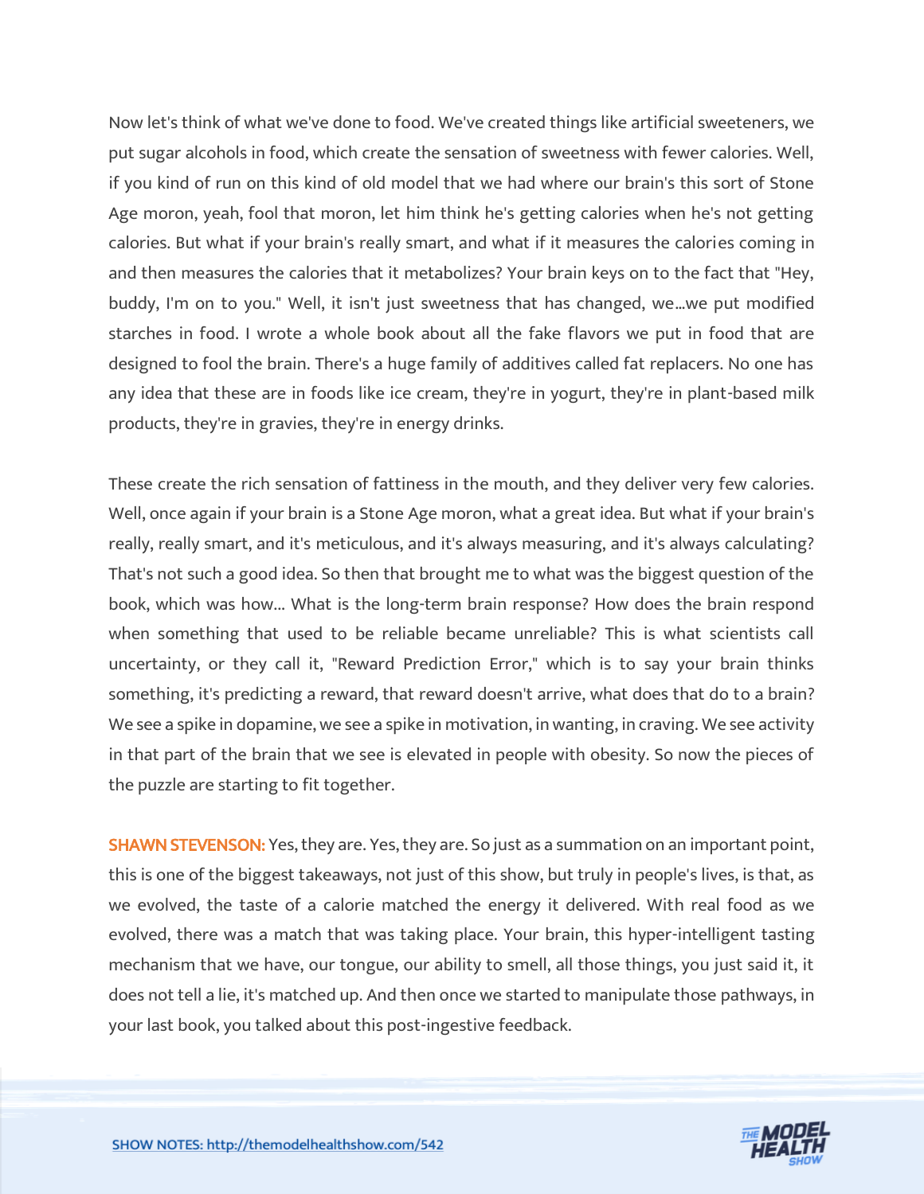Now let's think of what we've done to food. We've created things like artificial sweeteners, we put sugar alcohols in food, which create the sensation of sweetness with fewer calories. Well, if you kind of run on this kind of old model that we had where our brain's this sort of Stone Age moron, yeah, fool that moron, let him think he's getting calories when he's not getting calories. But what if your brain's really smart, and what if it measures the calories coming in and then measures the calories that it metabolizes? Your brain keys on to the fact that "Hey, buddy, I'm on to you." Well, it isn't just sweetness that has changed, we...we put modified starches in food. I wrote a whole book about all the fake flavors we put in food that are designed to fool the brain. There's a huge family of additives called fat replacers. No one has any idea that these are in foods like ice cream, they're in yogurt, they're in plant-based milk products, they're in gravies, they're in energy drinks.

These create the rich sensation of fattiness in the mouth, and they deliver very few calories. Well, once again if your brain is a Stone Age moron, what a great idea. But what if your brain's really, really smart, and it's meticulous, and it's always measuring, and it's always calculating? That's not such a good idea. So then that brought me to what was the biggest question of the book, which was how... What is the long-term brain response? How does the brain respond when something that used to be reliable became unreliable? This is what scientists call uncertainty, or they call it, "Reward Prediction Error," which is to say your brain thinks something, it's predicting a reward, that reward doesn't arrive, what does that do to a brain? We see a spike in dopamine, we see a spike in motivation, in wanting, in craving. We see activity in that part of the brain that we see is elevated in people with obesity. So now the pieces of the puzzle are starting to fit together.

**SHAWN STEVENSON:** Yes, they are. Yes, they are. So just as a summation on an important point, this is one of the biggest takeaways, not just of this show, but truly in people's lives, is that, as we evolved, the taste of a calorie matched the energy it delivered. With real food as we evolved, there was a match that was taking place. Your brain, this hyper-intelligent tasting mechanism that we have, our tongue, our ability to smell, all those things, you just said it, it does not tell a lie, it's matched up. And then once we started to manipulate those pathways, in your last book, you talked about this post-ingestive feedback.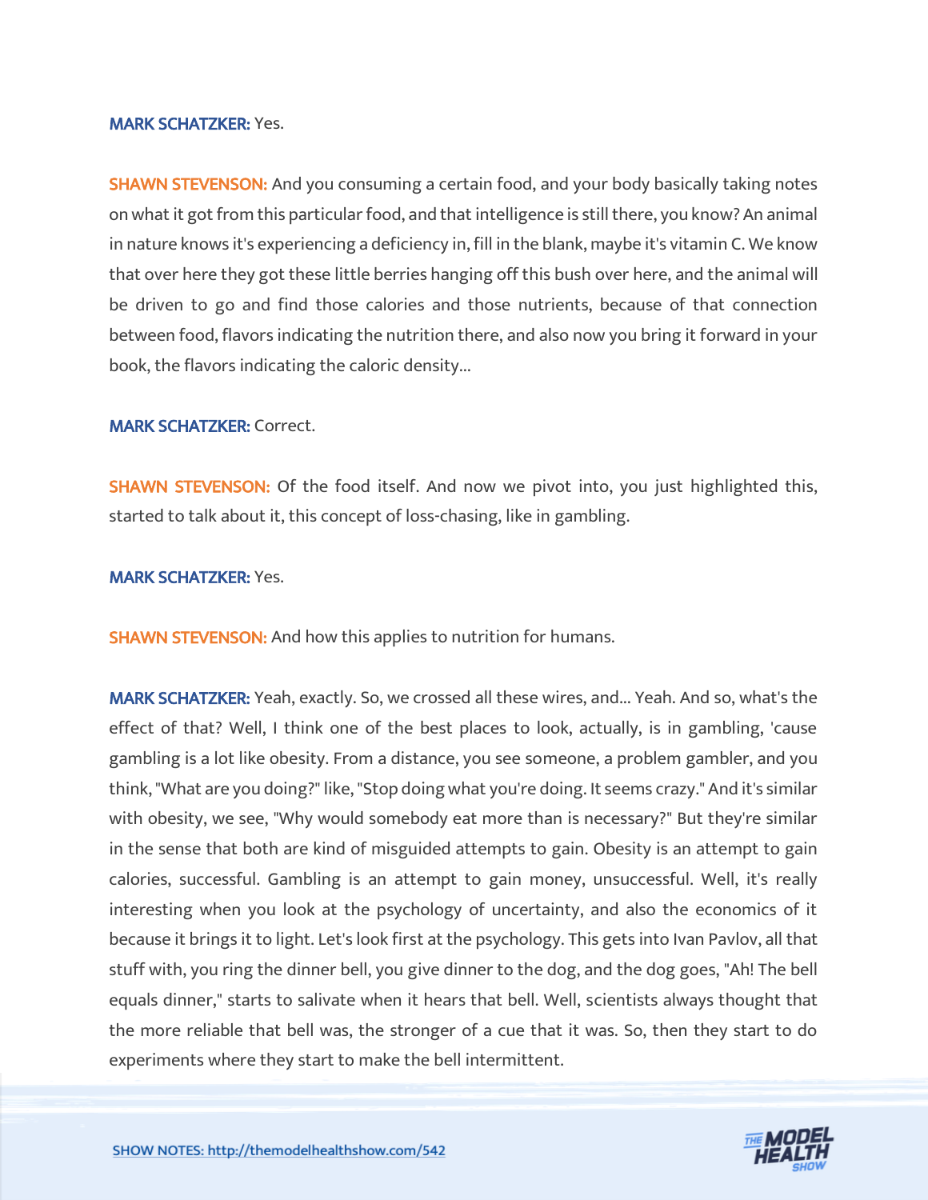**MARK SCHATZKER:** Yes.

**SHAWN STEVENSON:** And you consuming a certain food, and your body basically taking notes on what it got from this particular food, and that intelligence is still there, you know? An animal in nature knows it's experiencing a deficiency in, fill in the blank, maybe it's vitamin C. We know that over here they got these little berries hanging off this bush over here, and the animal will be driven to go and find those calories and those nutrients, because of that connection between food, flavors indicating the nutrition there, and also now you bring it forward in your book, the flavors indicating the caloric density...

**MARK SCHATZKER:** Correct.

**SHAWN STEVENSON:** Of the food itself. And now we pivot into, you just highlighted this, started to talk about it, this concept of loss-chasing, like in gambling.

**MARK SCHATZKER:** Yes.

**SHAWN STEVENSON:** And how this applies to nutrition for humans.

**MARK SCHATZKER:** Yeah, exactly. So, we crossed all these wires, and... Yeah. And so, what's the effect of that? Well, I think one of the best places to look, actually, is in gambling, 'cause gambling is a lot like obesity. From a distance, you see someone, a problem gambler, and you think, "What are you doing?" like, "Stop doing what you're doing. It seems crazy." And it's similar with obesity, we see, "Why would somebody eat more than is necessary?" But they're similar in the sense that both are kind of misguided attempts to gain. Obesity is an attempt to gain calories, successful. Gambling is an attempt to gain money, unsuccessful. Well, it's really interesting when you look at the psychology of uncertainty, and also the economics of it because it brings it to light. Let's look first at the psychology. This gets into Ivan Pavlov, all that stuff with, you ring the dinner bell, you give dinner to the dog, and the dog goes, "Ah! The bell equals dinner," starts to salivate when it hears that bell. Well, scientists always thought that the more reliable that bell was, the stronger of a cue that it was. So, then they start to do experiments where they start to make the bell intermittent.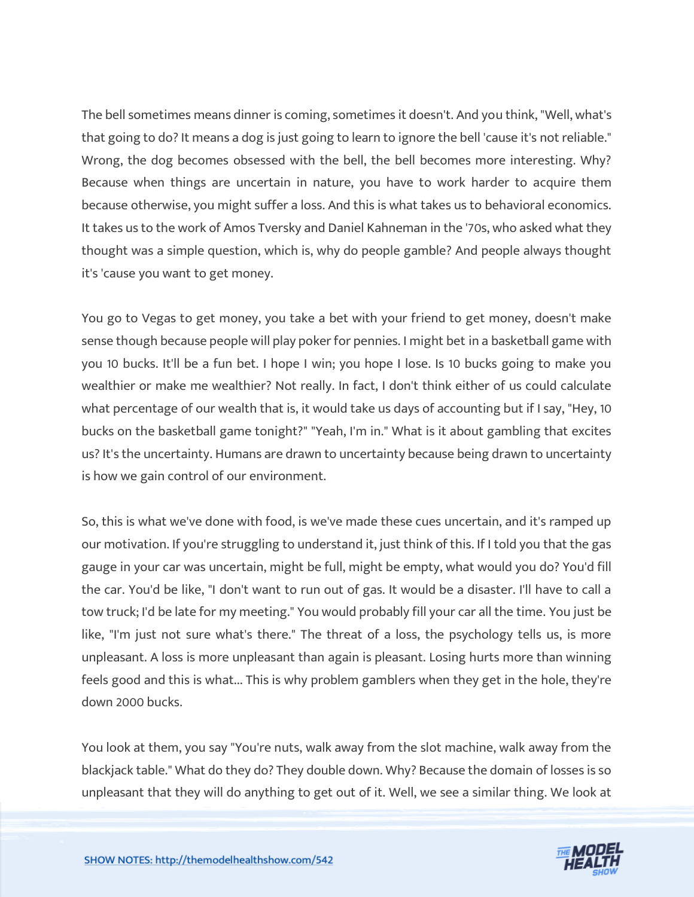The bell sometimes means dinner is coming, sometimes it doesn't. And you think, "Well, what's that going to do? It means a dog is just going to learn to ignore the bell 'cause it's not reliable." Wrong, the dog becomes obsessed with the bell, the bell becomes more interesting. Why? Because when things are uncertain in nature, you have to work harder to acquire them because otherwise, you might suffer a loss. And this is what takes us to behavioral economics. It takes us to the work of Amos Tversky and Daniel Kahneman in the '70s, who asked what they thought was a simple question, which is, why do people gamble? And people always thought it's 'cause you want to get money.

You go to Vegas to get money, you take a bet with your friend to get money, doesn't make sense though because people will play poker for pennies. I might bet in a basketball game with you 10 bucks. It'll be a fun bet. I hope I win; you hope I lose. Is 10 bucks going to make you wealthier or make me wealthier? Not really. In fact, I don't think either of us could calculate what percentage of our wealth that is, it would take us days of accounting but if I say, "Hey, 10 bucks on the basketball game tonight?" "Yeah, I'm in." What is it about gambling that excites us? It's the uncertainty. Humans are drawn to uncertainty because being drawn to uncertainty is how we gain control of our environment.

So, this is what we've done with food, is we've made these cues uncertain, and it's ramped up our motivation. If you're struggling to understand it, just think of this. If I told you that the gas gauge in your car was uncertain, might be full, might be empty, what would you do? You'd fill the car. You'd be like, "I don't want to run out of gas. It would be a disaster. I'll have to call a tow truck; I'd be late for my meeting." You would probably fill your car all the time. You just be like, "I'm just not sure what's there." The threat of a loss, the psychology tells us, is more unpleasant. A loss is more unpleasant than again is pleasant. Losing hurts more than winning feels good and this is what... This is why problem gamblers when they get in the hole, they're down 2000 bucks.

You look at them, you say "You're nuts, walk away from the slot machine, walk away from the blackjack table." What do they do? They double down. Why? Because the domain of losses is so unpleasant that they will do anything to get out of it. Well, we see a similar thing. We look at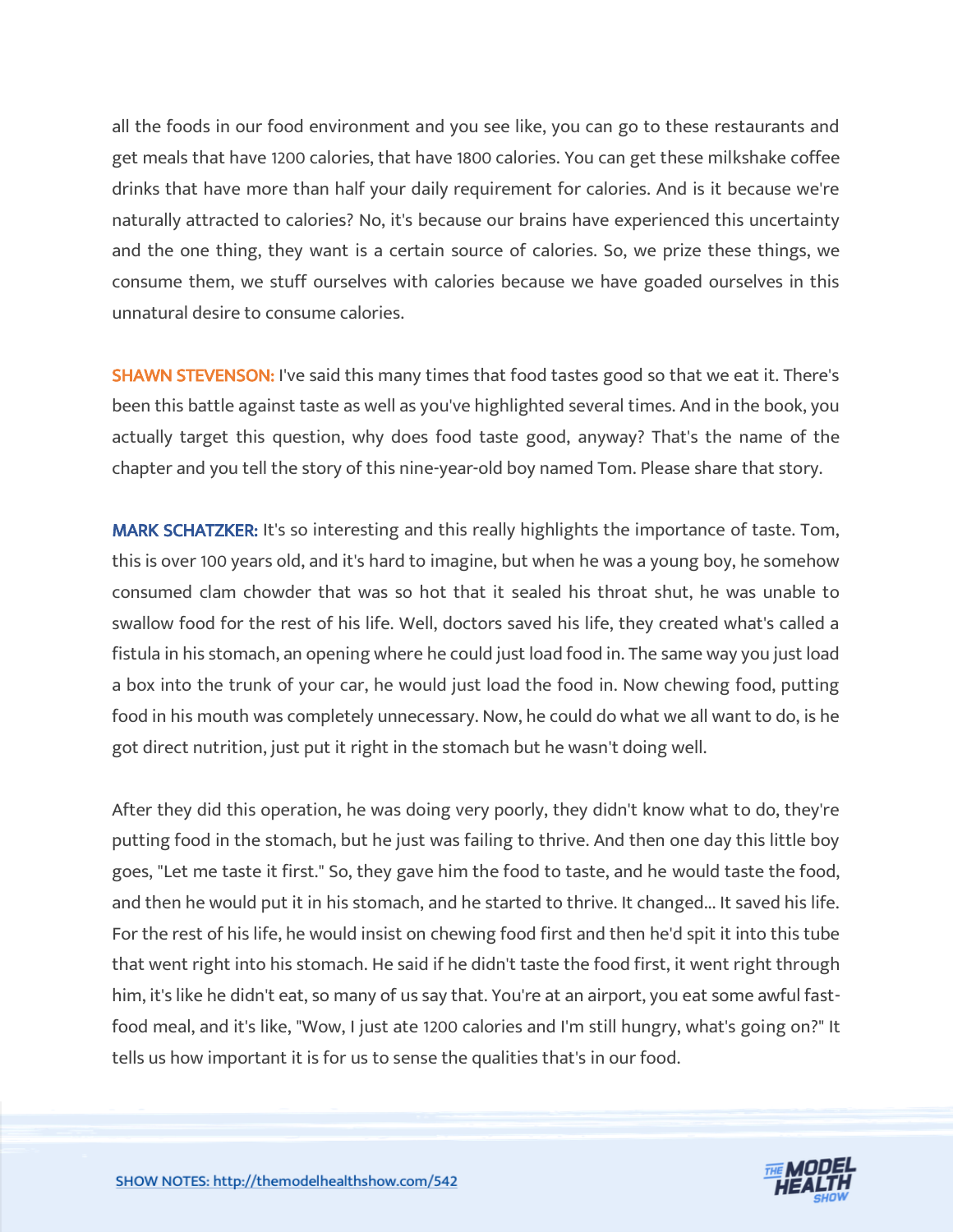all the foods in our food environment and you see like, you can go to these restaurants and get meals that have 1200 calories, that have 1800 calories. You can get these milkshake coffee drinks that have more than half your daily requirement for calories. And is it because we're naturally attracted to calories? No, it's because our brains have experienced this uncertainty and the one thing, they want is a certain source of calories. So, we prize these things, we consume them, we stuff ourselves with calories because we have goaded ourselves in this unnatural desire to consume calories.

**SHAWN STEVENSON:** I've said this many times that food tastes good so that we eat it. There's been this battle against taste as well as you've highlighted several times. And in the book, you actually target this question, why does food taste good, anyway? That's the name of the chapter and you tell the story of this nine-year-old boy named Tom. Please share that story.

**MARK SCHATZKER:** It's so interesting and this really highlights the importance of taste. Tom, this is over 100 years old, and it's hard to imagine, but when he was a young boy, he somehow consumed clam chowder that was so hot that it sealed his throat shut, he was unable to swallow food for the rest of his life. Well, doctors saved his life, they created what's called a fistula in his stomach, an opening where he could just load food in. The same way you just load a box into the trunk of your car, he would just load the food in. Now chewing food, putting food in his mouth was completely unnecessary. Now, he could do what we all want to do, is he got direct nutrition, just put it right in the stomach but he wasn't doing well.

After they did this operation, he was doing very poorly, they didn't know what to do, they're putting food in the stomach, but he just was failing to thrive. And then one day this little boy goes, "Let me taste it first." So, they gave him the food to taste, and he would taste the food, and then he would put it in his stomach, and he started to thrive. It changed... It saved his life. For the rest of his life, he would insist on chewing food first and then he'd spit it into this tube that went right into his stomach. He said if he didn't taste the food first, it went right through him, it's like he didn't eat, so many of us say that. You're at an airport, you eat some awful fast-food meal, and it's like, "Wow, I just ate 1200 calories and I'm still hungry, what's going on?" It tells us how important it is for us to sense the qualities that's in our food.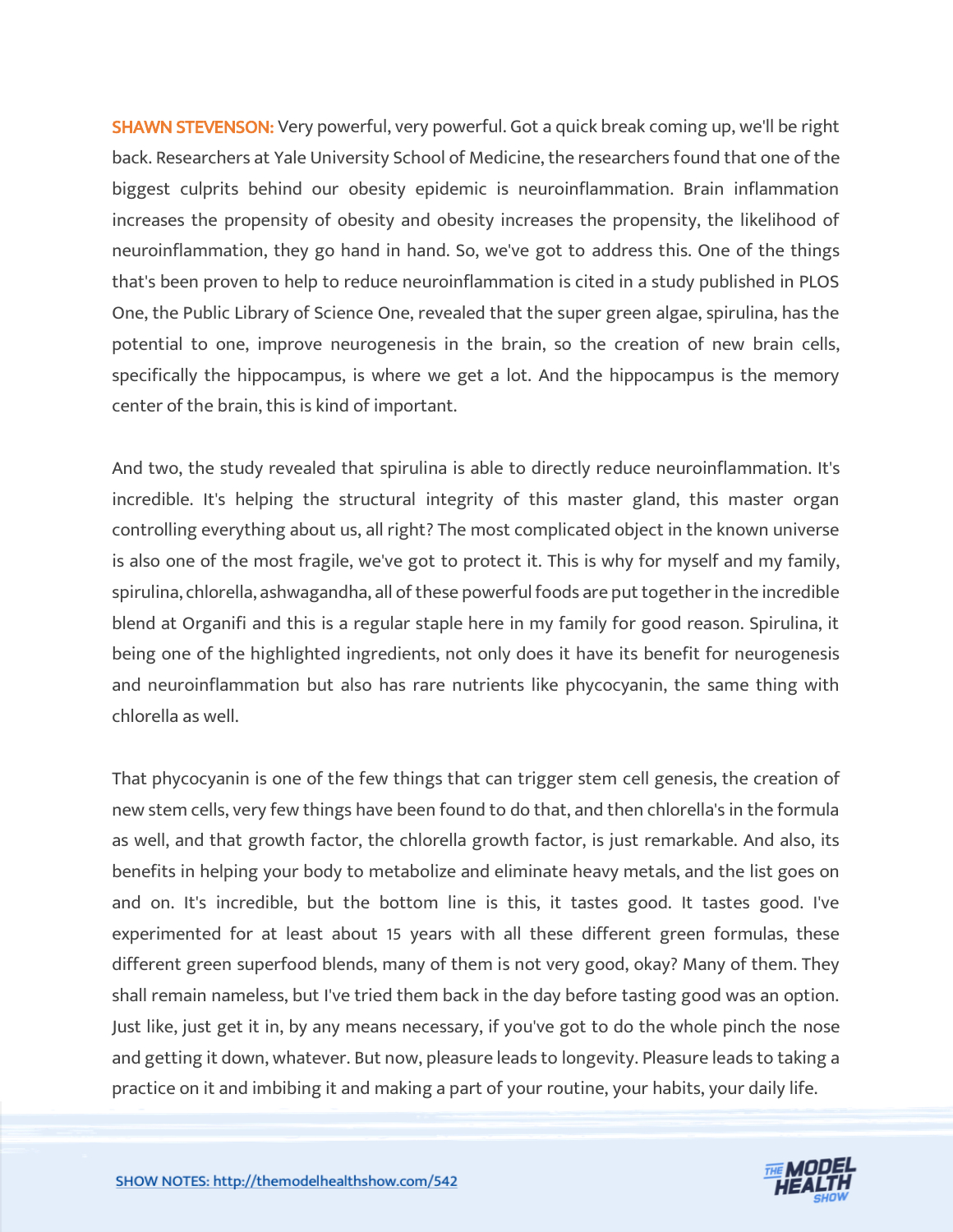**SHAWN STEVENSON:** Very powerful, very powerful. Got a quick break coming up, we'll be right back. Researchers at Yale University School of Medicine, the researchers found that one of the biggest culprits behind our obesity epidemic is neuroinflammation. Brain inflammation increases the propensity of obesity and obesity increases the propensity, the likelihood of neuroinflammation, they go hand in hand. So, we've got to address this. One of the things that's been proven to help to reduce neuroinflammation is cited in a study published in PLOS One, the Public Library of Science One, revealed that the super green algae, spirulina, has the potential to one, improve neurogenesis in the brain, so the creation of new brain cells, specifically the hippocampus, is where we get a lot. And the hippocampus is the memory center of the brain, this is kind of important.

And two, the study revealed that spirulina is able to directly reduce neuroinflammation. It's incredible. It's helping the structural integrity of this master gland, this master organ controlling everything about us, all right? The most complicated object in the known universe is also one of the most fragile, we've got to protect it. This is why for myself and my family, spirulina, chlorella, ashwagandha, all of these powerful foods are put together in the incredible blend at Organifi and this is a regular staple here in my family for good reason. Spirulina, it being one of the highlighted ingredients, not only does it have its benefit for neurogenesis and neuroinflammation but also has rare nutrients like phycocyanin, the same thing with chlorella as well.

That phycocyanin is one of the few things that can trigger stem cell genesis, the creation of new stem cells, very few things have been found to do that, and then chlorella's in the formula as well, and that growth factor, the chlorella growth factor, is just remarkable. And also, its benefits in helping your body to metabolize and eliminate heavy metals, and the list goes on and on. It's incredible, but the bottom line is this, it tastes good. It tastes good. I've experimented for at least about 15 years with all these different green formulas, these different green superfood blends, many of them is not very good, okay? Many of them. They shall remain nameless, but I've tried them back in the day before tasting good was an option. Just like, just get it in, by any means necessary, if you've got to do the whole pinch the nose and getting it down, whatever. But now, pleasure leads to longevity. Pleasure leads to taking a practice on it and imbibing it and making a part of your routine, your habits, your daily life.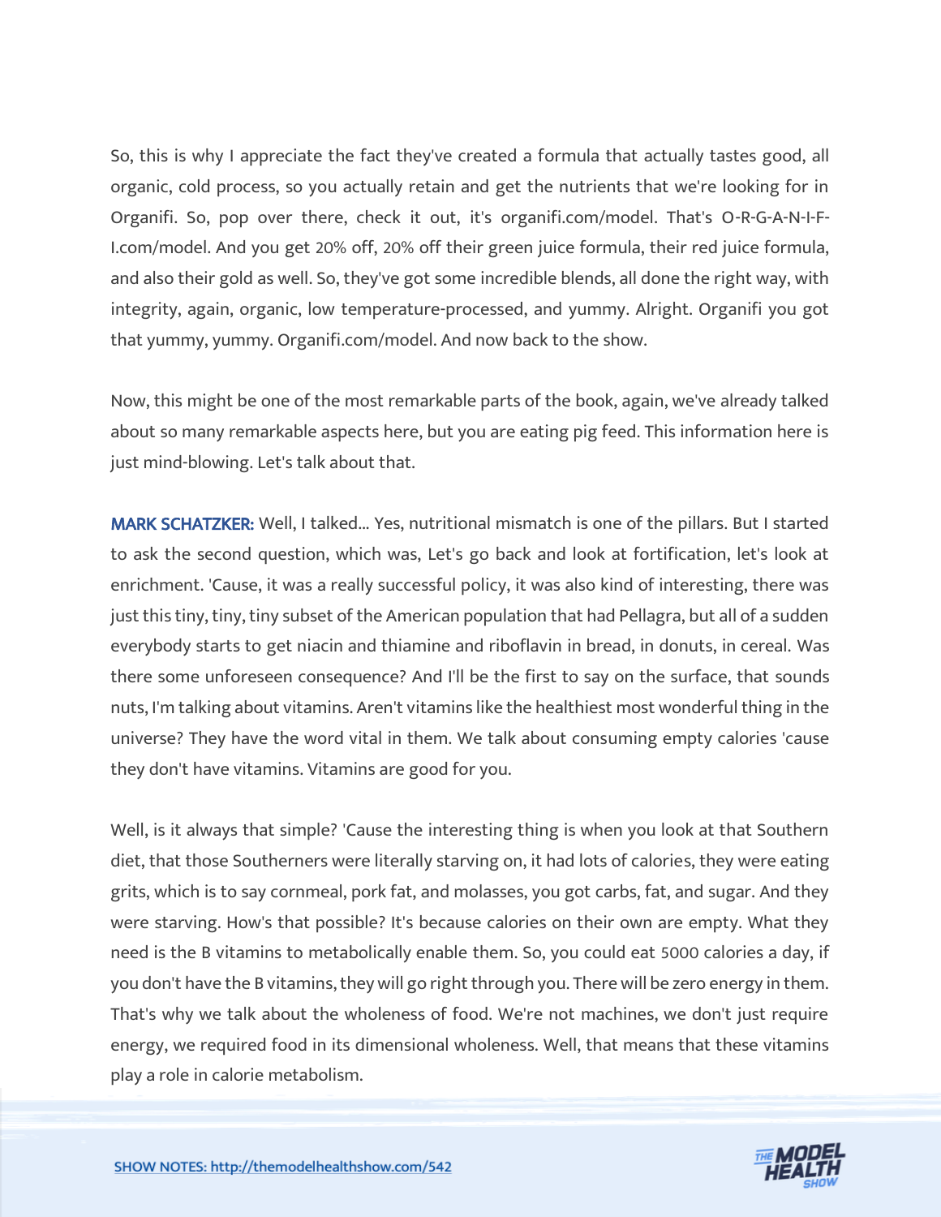So, this is why I appreciate the fact they've created a formula that actually tastes good, all organic, cold process, so you actually retain and get the nutrients that we're looking for in Organifi. So, pop over there, check it out, it's organifi.com/model. That's O-R-G-A-N-I-F-I.com/model. And you get 20% off, 20% off their green juice formula, their red juice formula, and also their gold as well. So, they've got some incredible blends, all done the right way, with integrity, again, organic, low temperature-processed, and yummy. Alright. Organifi you got that yummy, yummy. Organifi.com/model. And now back to the show.

Now, this might be one of the most remarkable parts of the book, again, we've already talked about so many remarkable aspects here, but you are eating pig feed. This information here is just mind-blowing. Let's talk about that.

**MARK SCHATZKER:** Well, I talked... Yes, nutritional mismatch is one of the pillars. But I started to ask the second question, which was, Let's go back and look at fortification, let's look at enrichment. 'Cause, it was a really successful policy, it was also kind of interesting, there was just this tiny, tiny, tiny subset of the American population that had Pellagra, but all of a sudden everybody starts to get niacin and thiamine and riboflavin in bread, in donuts, in cereal. Was there some unforeseen consequence? And I'll be the first to say on the surface, that sounds nuts, I'm talking about vitamins. Aren't vitamins like the healthiest most wonderful thing in the universe? They have the word vital in them. We talk about consuming empty calories 'cause they don't have vitamins. Vitamins are good for you.

Well, is it always that simple? 'Cause the interesting thing is when you look at that Southern diet, that those Southerners were literally starving on, it had lots of calories, they were eating grits, which is to say cornmeal, pork fat, and molasses, you got carbs, fat, and sugar. And they were starving. How's that possible? It's because calories on their own are empty. What they need is the B vitamins to metabolically enable them. So, you could eat 5000 calories a day, if you don't have the B vitamins, they will go right through you. There will be zero energy in them. That's why we talk about the wholeness of food. We're not machines, we don't just require energy, we required food in its dimensional wholeness. Well, that means that these vitamins play a role in calorie metabolism.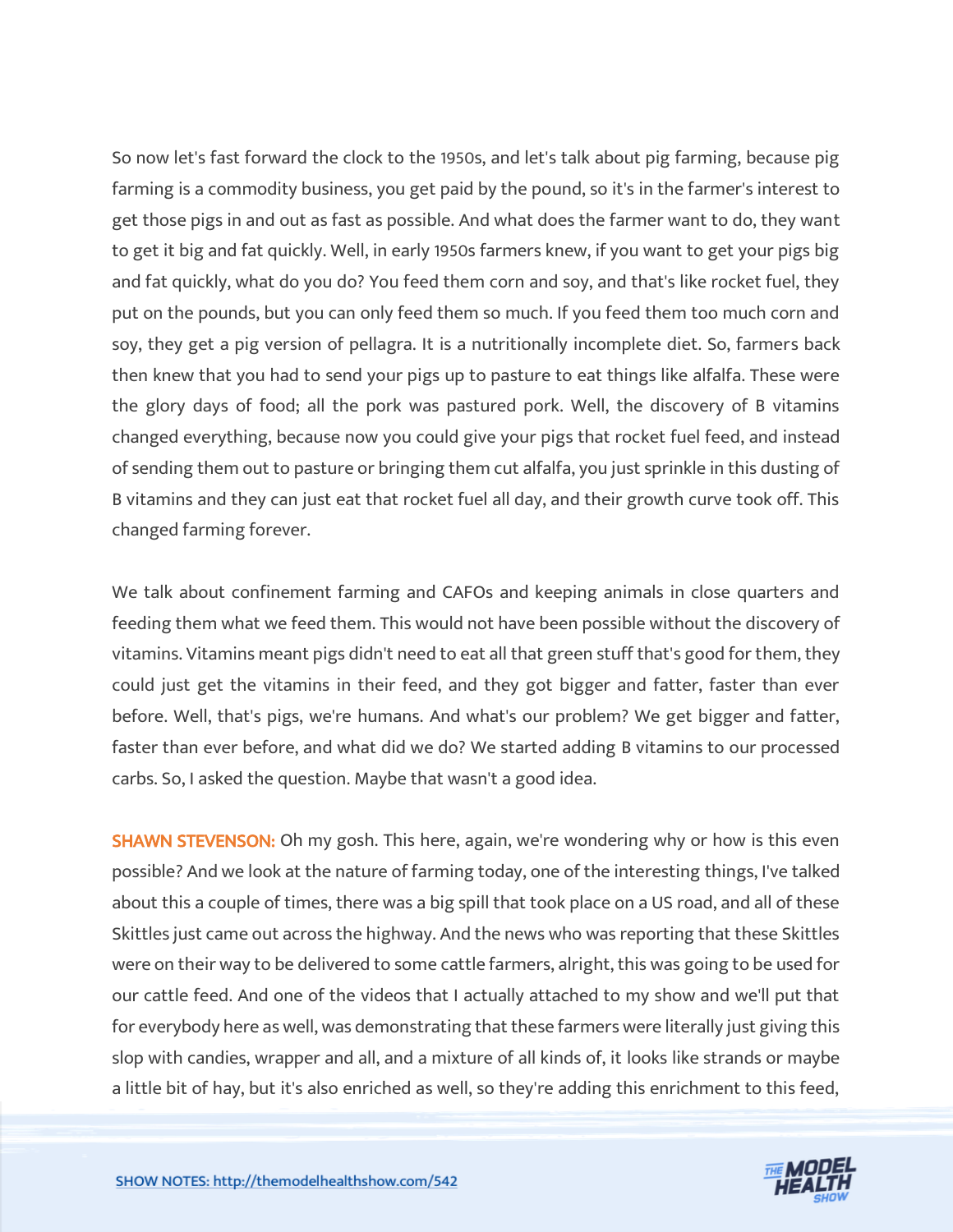So now let's fast forward the clock to the 1950s, and let's talk about pig farming, because pig farming is a commodity business, you get paid by the pound, so it's in the farmer's interest to get those pigs in and out as fast as possible. And what does the farmer want to do, they want to get it big and fat quickly. Well, in early 1950s farmers knew, if you want to get your pigs big and fat quickly, what do you do? You feed them corn and soy, and that's like rocket fuel, they put on the pounds, but you can only feed them so much. If you feed them too much corn and soy, they get a pig version of pellagra. It is a nutritionally incomplete diet. So, farmers back then knew that you had to send your pigs up to pasture to eat things like alfalfa. These were the glory days of food; all the pork was pastured pork. Well, the discovery of B vitamins changed everything, because now you could give your pigs that rocket fuel feed, and instead of sending them out to pasture or bringing them cut alfalfa, you just sprinkle in this dusting of B vitamins and they can just eat that rocket fuel all day, and their growth curve took off. This changed farming forever.

We talk about confinement farming and CAFOs and keeping animals in close quarters and feeding them what we feed them. This would not have been possible without the discovery of vitamins. Vitamins meant pigs didn't need to eat all that green stuff that's good for them, they could just get the vitamins in their feed, and they got bigger and fatter, faster than ever before. Well, that's pigs, we're humans. And what's our problem? We get bigger and fatter, faster than ever before, and what did we do? We started adding B vitamins to our processed carbs. So, I asked the question. Maybe that wasn't a good idea.

**SHAWN STEVENSON:** Oh my gosh. This here, again, we're wondering why or how is this even possible? And we look at the nature of farming today, one of the interesting things, I've talked about this a couple of times, there was a big spill that took place on a US road, and all of these Skittles just came out across the highway. And the news who was reporting that these Skittles were on their way to be delivered to some cattle farmers, alright, this was going to be used for our cattle feed. And one of the videos that I actually attached to my show and we'll put that for everybody here as well, was demonstrating that these farmers were literally just giving this slop with candies, wrapper and all, and a mixture of all kinds of, it looks like strands or maybe a little bit of hay, but it's also enriched as well, so they're adding this enrichment to this feed,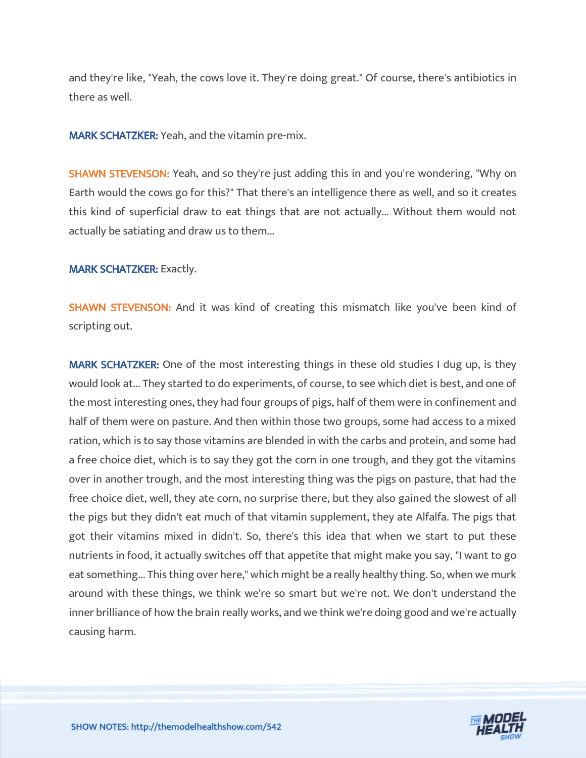and they're like, "Yeah, the cows love it. They're doing great." Of course, there's antibiotics in there as well.

**MARK SCHATZKER:** Yeah, and the vitamin pre-mix.

**SHAWN STEVENSON:** Yeah, and so they're just adding this in and you're wondering, "Why on Earth would the cows go for this?" That there's an intelligence there as well, and so it creates this kind of superficial draw to eat things that are not actually... Without them would not actually be satiating and draw us to them...

**MARK SCHATZKER:** Exactly.

**SHAWN STEVENSON:** And it was kind of creating this mismatch like you've been kind of scripting out.

**MARK SCHATZKER:** One of the most interesting things in these old studies I dug up, is they would look at... They started to do experiments, of course, to see which diet is best, and one of the most interesting ones, they had four groups of pigs, half of them were in confinement and half of them were on pasture. And then within those two groups, some had access to a mixed ration, which is to say those vitamins are blended in with the carbs and protein, and some had a free choice diet, which is to say they got the corn in one trough, and they got the vitamins over in another trough, and the most interesting thing was the pigs on pasture, that had the free choice diet, well, they ate corn, no surprise there, but they also gained the slowest of all the pigs but they didn't eat much of that vitamin supplement, they ate Alfalfa. The pigs that got their vitamins mixed in didn't. So, there's this idea that when we start to put these nutrients in food, it actually switches off that appetite that might make you say, "I want to go eat something... This thing over here," which might be a really healthy thing. So, when we murk around with these things, we think we're so smart but we're not. We don't understand the inner brilliance of how the brain really works, and we think we're doing good and we're actually causing harm.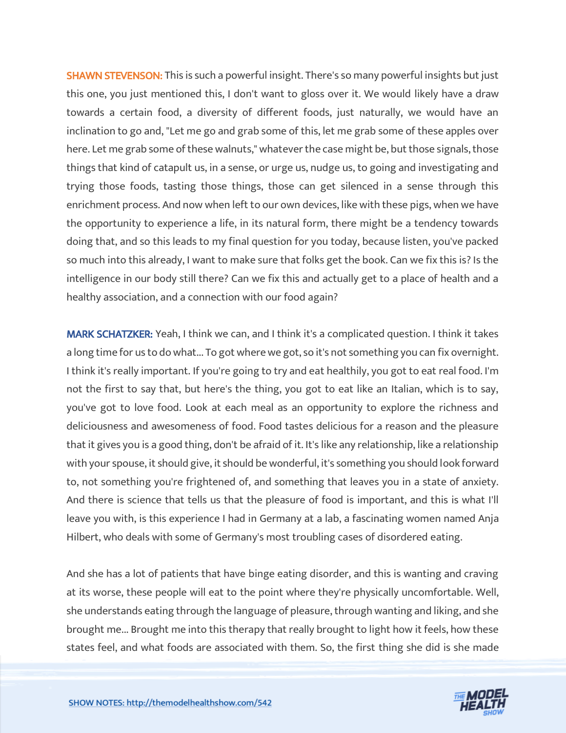**SHAWN STEVENSON:** This is such a powerful insight. There's so many powerful insights but just this one, you just mentioned this, I don't want to gloss over it. We would likely have a draw towards a certain food, a diversity of different foods, just naturally, we would have an inclination to go and, "Let me go and grab some of this, let me grab some of these apples over here. Let me grab some of these walnuts," whatever the case might be, but those signals, those things that kind of catapult us, in a sense, or urge us, nudge us, to going and investigating and trying those foods, tasting those things, those can get silenced in a sense through this enrichment process. And now when left to our own devices, like with these pigs, when we have the opportunity to experience a life, in its natural form, there might be a tendency towards doing that, and so this leads to my final question for you today, because listen, you've packed so much into this already, I want to make sure that folks get the book. Can we fix this is? Is the intelligence in our body still there? Can we fix this and actually get to a place of health and a healthy association, and a connection with our food again?

**MARK SCHATZKER:** Yeah, I think we can, and I think it's a complicated question. I think it takes a long time for us to do what... To got where we got, so it's not something you can fix overnight. I think it's really important. If you're going to try and eat healthily, you got to eat real food. I'm not the first to say that, but here's the thing, you got to eat like an Italian, which is to say, you've got to love food. Look at each meal as an opportunity to explore the richness and deliciousness and awesomeness of food. Food tastes delicious for a reason and the pleasure that it gives you is a good thing, don't be afraid of it. It's like any relationship, like a relationship with your spouse, it should give, it should be wonderful, it's something you should look forward to, not something you're frightened of, and something that leaves you in a state of anxiety. And there is science that tells us that the pleasure of food is important, and this is what I'll leave you with, is this experience I had in Germany at a lab, a fascinating women named Anja Hilbert, who deals with some of Germany's most troubling cases of disordered eating.

And she has a lot of patients that have binge eating disorder, and this is wanting and craving at its worse, these people will eat to the point where they're physically uncomfortable. Well, she understands eating through the language of pleasure, through wanting and liking, and she brought me... Brought me into this therapy that really brought to light how it feels, how these states feel, and what foods are associated with them. So, the first thing she did is she made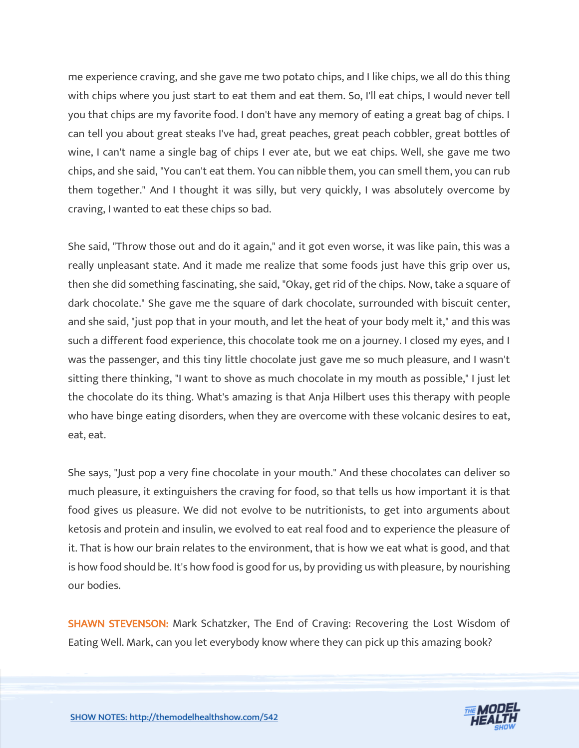me experience craving, and she gave me two potato chips, and I like chips, we all do this thing with chips where you just start to eat them and eat them. So, I'll eat chips, I would never tell you that chips are my favorite food. I don't have any memory of eating a great bag of chips. I can tell you about great steaks I've had, great peaches, great peach cobbler, great bottles of wine, I can't name a single bag of chips I ever ate, but we eat chips. Well, she gave me two chips, and she said, "You can't eat them. You can nibble them, you can smell them, you can rub them together." And I thought it was silly, but very quickly, I was absolutely overcome by craving, I wanted to eat these chips so bad.

She said, "Throw those out and do it again," and it got even worse, it was like pain, this was a really unpleasant state. And it made me realize that some foods just have this grip over us, then she did something fascinating, she said, "Okay, get rid of the chips. Now, take a square of dark chocolate." She gave me the square of dark chocolate, surrounded with biscuit center, and she said, "just pop that in your mouth, and let the heat of your body melt it," and this was such a different food experience, this chocolate took me on a journey. I closed my eyes, and I was the passenger, and this tiny little chocolate just gave me so much pleasure, and I wasn't sitting there thinking, "I want to shove as much chocolate in my mouth as possible," I just let the chocolate do its thing. What's amazing is that Anja Hilbert uses this therapy with people who have binge eating disorders, when they are overcome with these volcanic desires to eat, eat, eat.

She says, "Just pop a very fine chocolate in your mouth." And these chocolates can deliver so much pleasure, it extinguishers the craving for food, so that tells us how important it is that food gives us pleasure. We did not evolve to be nutritionists, to get into arguments about ketosis and protein and insulin, we evolved to eat real food and to experience the pleasure of it. That is how our brain relates to the environment, that is how we eat what is good, and that is how food should be. It's how food is good for us, by providing us with pleasure, by nourishing our bodies.

**SHAWN STEVENSON:** Mark Schatzker, The End of Craving: Recovering the Lost Wisdom of Eating Well. Mark, can you let everybody know where they can pick up this amazing book?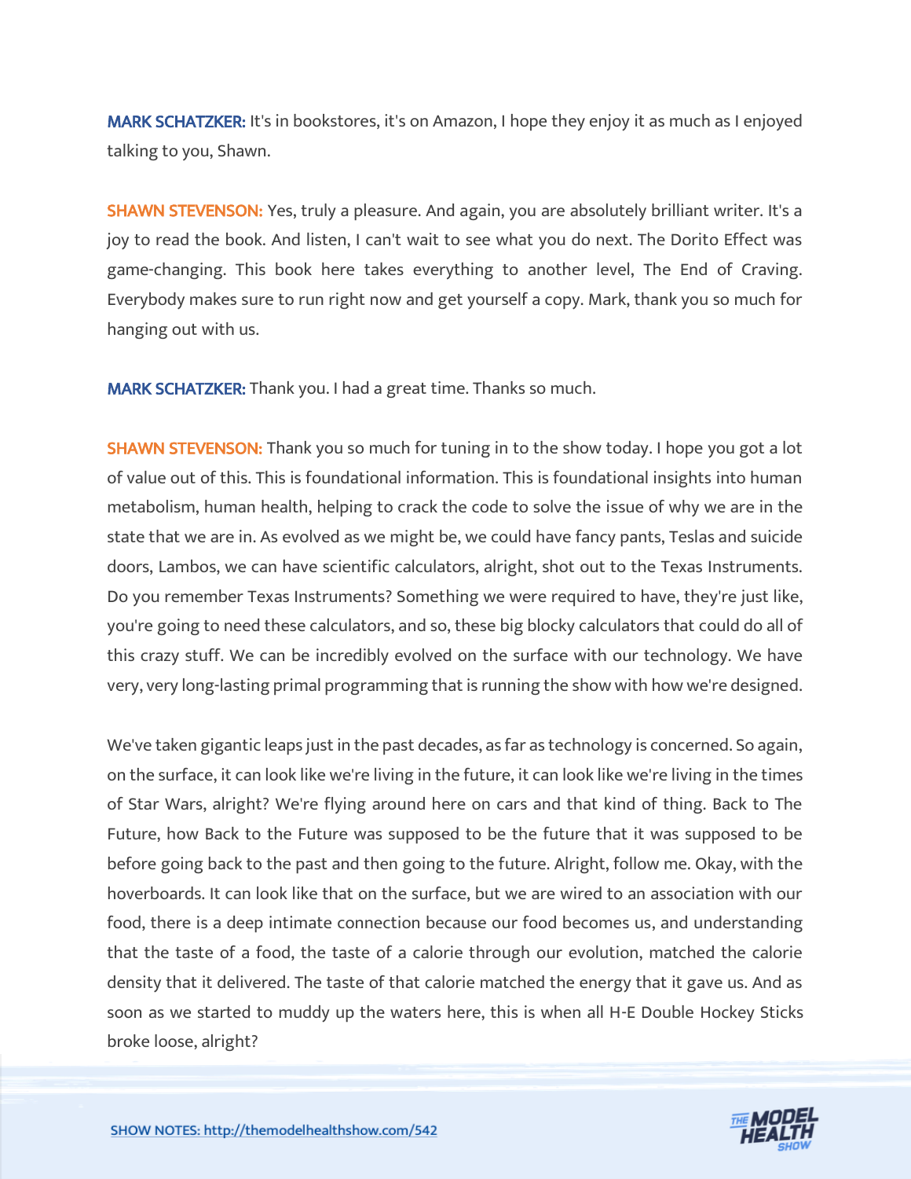**MARK SCHATZKER:** It's in bookstores, it's on Amazon, I hope they enjoy it as much as I enjoyed talking to you, Shawn.

**SHAWN STEVENSON:** Yes, truly a pleasure. And again, you are absolutely brilliant writer. It's a joy to read the book. And listen, I can't wait to see what you do next. The Dorito Effect was game-changing. This book here takes everything to another level, The End of Craving. Everybody makes sure to run right now and get yourself a copy. Mark, thank you so much for hanging out with us.

**MARK SCHATZKER:** Thank you. I had a great time. Thanks so much.

**SHAWN STEVENSON:** Thank you so much for tuning in to the show today. I hope you got a lot of value out of this. This is foundational information. This is foundational insights into human metabolism, human health, helping to crack the code to solve the issue of why we are in the state that we are in. As evolved as we might be, we could have fancy pants, Teslas and suicide doors, Lambos, we can have scientific calculators, alright, shot out to the Texas Instruments. Do you remember Texas Instruments? Something we were required to have, they're just like, you're going to need these calculators, and so, these big blocky calculators that could do all of this crazy stuff. We can be incredibly evolved on the surface with our technology. We have very, very long-lasting primal programming that is running the show with how we're designed.

We've taken gigantic leaps just in the past decades, as far as technology is concerned. So again, on the surface, it can look like we're living in the future, it can look like we're living in the times of Star Wars, alright? We're flying around here on cars and that kind of thing. Back to The Future, how Back to the Future was supposed to be the future that it was supposed to be before going back to the past and then going to the future. Alright, follow me. Okay, with the hoverboards. It can look like that on the surface, but we are wired to an association with our food, there is a deep intimate connection because our food becomes us, and understanding that the taste of a food, the taste of a calorie through our evolution, matched the calorie density that it delivered. The taste of that calorie matched the energy that it gave us. And as soon as we started to muddy up the waters here, this is when all H-E Double Hockey Sticks broke loose, alright?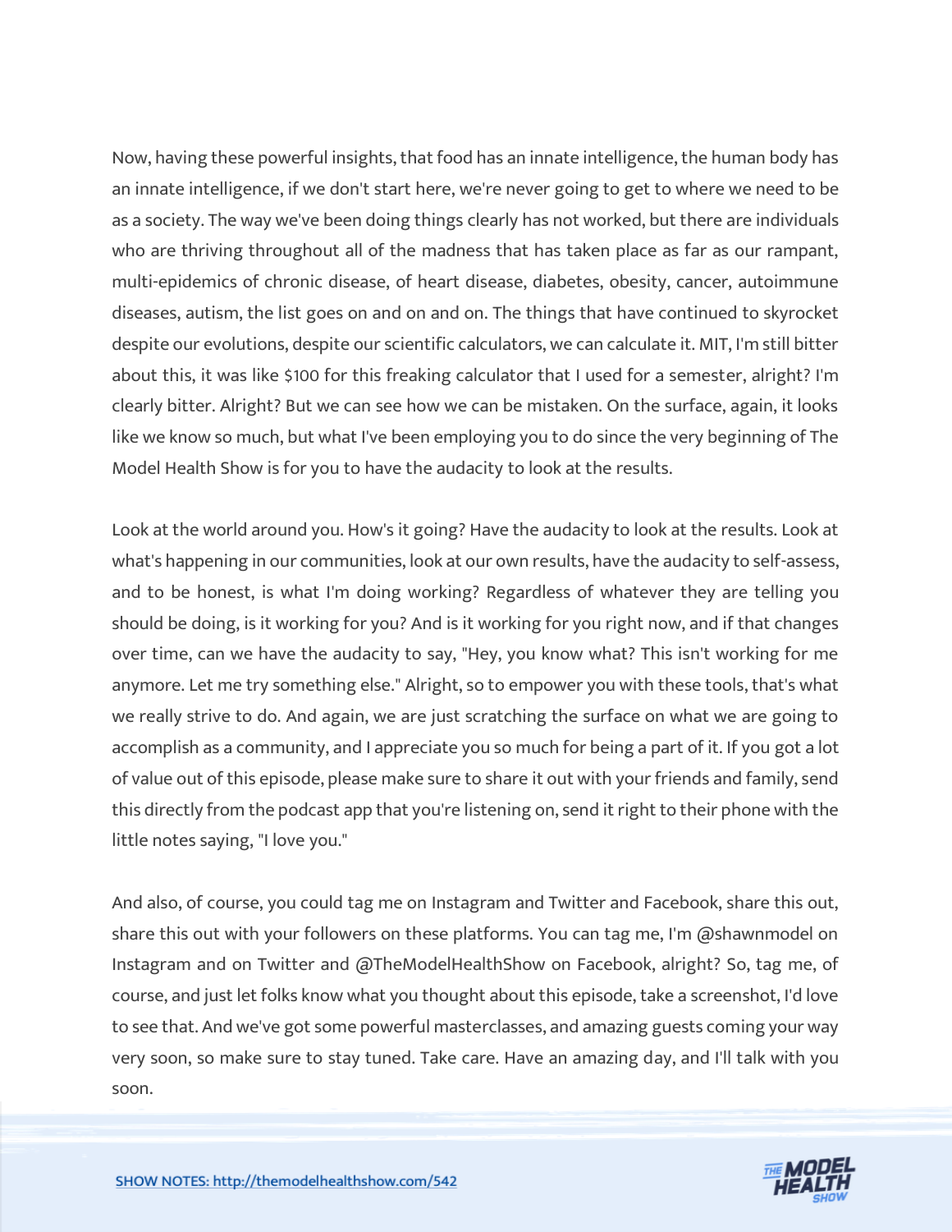Now, having these powerful insights, that food has an innate intelligence, the human body has an innate intelligence, if we don't start here, we're never going to get to where we need to be as a society. The way we've been doing things clearly has not worked, but there are individuals who are thriving throughout all of the madness that has taken place as far as our rampant, multi-epidemics of chronic disease, of heart disease, diabetes, obesity, cancer, autoimmune diseases, autism, the list goes on and on and on. The things that have continued to skyrocket despite our evolutions, despite our scientific calculators, we can calculate it. MIT, I'm still bitter about this, it was like $100 for this freaking calculator that I used for a semester, alright? I'm clearly bitter. Alright? But we can see how we can be mistaken. On the surface, again, it looks like we know so much, but what I've been employing you to do since the very beginning of The Model Health Show is for you to have the audacity to look at the results.

Look at the world around you. How's it going? Have the audacity to look at the results. Look at what's happening in our communities, look at our own results, have the audacity to self-assess, and to be honest, is what I'm doing working? Regardless of whatever they are telling you should be doing, is it working for you? And is it working for you right now, and if that changes over time, can we have the audacity to say, "Hey, you know what? This isn't working for me anymore. Let me try something else." Alright, so to empower you with these tools, that's what we really strive to do. And again, we are just scratching the surface on what we are going to accomplish as a community, and I appreciate you so much for being a part of it. If you got a lot of value out of this episode, please make sure to share it out with your friends and family, send this directly from the podcast app that you're listening on, send it right to their phone with the little notes saying, "I love you."

And also, of course, you could tag me on Instagram and Twitter and Facebook, share this out, share this out with your followers on these platforms. You can tag me, I'm @shawnmodel on Instagram and on Twitter and @TheModelHealthShow on Facebook, alright? So, tag me, of course, and just let folks know what you thought about this episode, take a screenshot, I'd love to see that. And we've got some powerful masterclasses, and amazing guests coming your way very soon, so make sure to stay tuned. Take care. Have an amazing day, and I'll talk with you soon.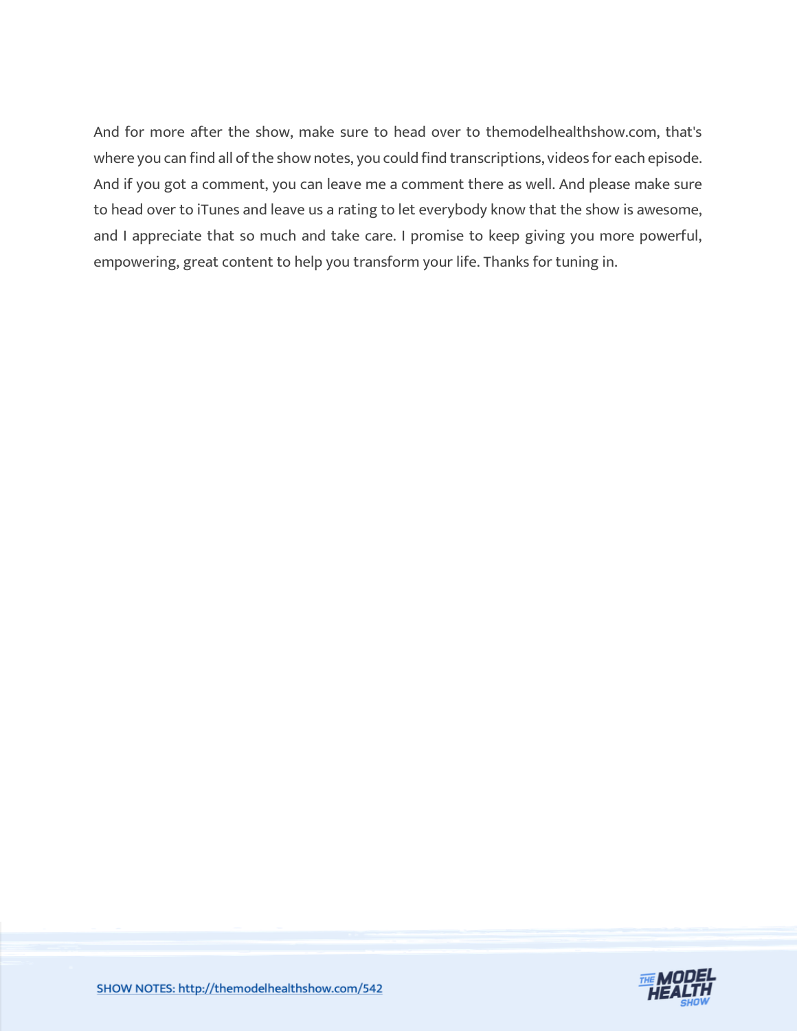And for more after the show, make sure to head over to themodelhealthshow.com, that's where you can find all of the show notes, you could find transcriptions, videos for each episode. And if you got a comment, you can leave me a comment there as well. And please make sure to head over to iTunes and leave us a rating to let everybody know that the show is awesome, and I appreciate that so much and take care. I promise to keep giving you more powerful, empowering, great content to help you transform your life. Thanks for tuning in.